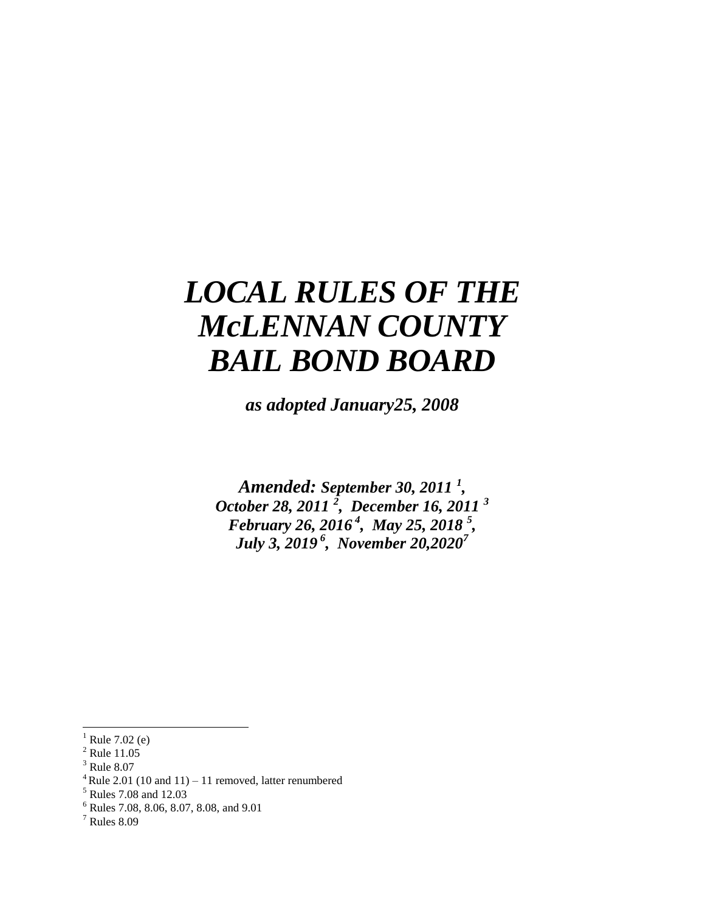# *LOCAL RULES OF THE McLENNAN COUNTY BAIL BOND BOARD*

***as adopted January25, 2008***

***Amended:** September 30, 2011 [1], October 28, 2011 [2], December 16, 2011 [3] February 26, 2016 [4], May 25, 2018 [5], July 3, 2019 [6], November 20,2020[7]*

---

[1] Rule 7.02 (e)
[2] Rule 11.05
[3] Rule 8.07
[4] Rule 2.01 (10 and 11) – 11 removed, latter renumbered
[5] Rules 7.08 and 12.03
[6] Rules 7.08, 8.06, 8.07, 8.08, and 9.01
[7] Rules 8.09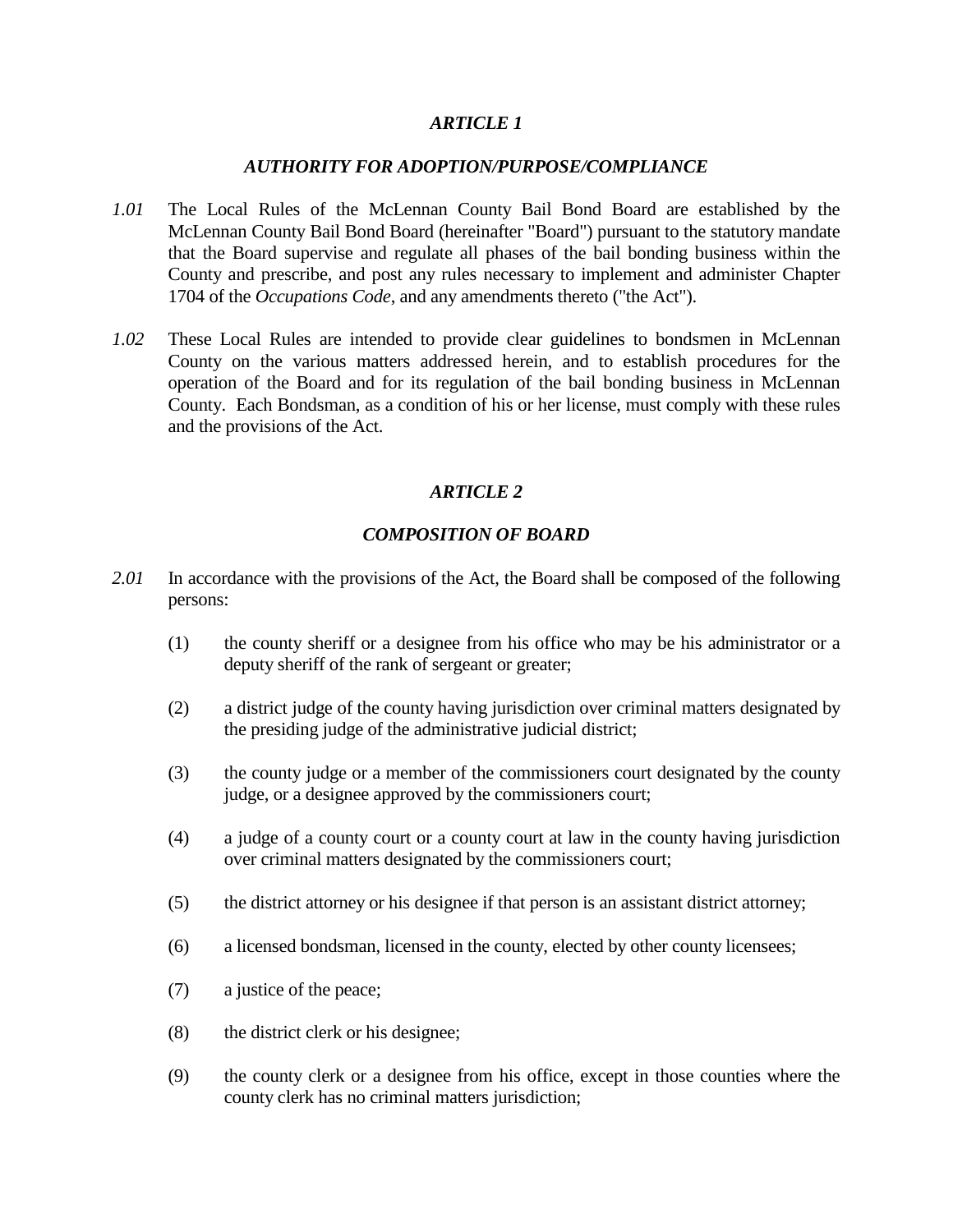## *ARTICLE 1*

### *AUTHORITY FOR ADOPTION/PURPOSE/COMPLIANCE*

*1.01* The Local Rules of the McLennan County Bail Bond Board are established by the McLennan County Bail Bond Board (hereinafter "Board") pursuant to the statutory mandate that the Board supervise and regulate all phases of the bail bonding business within the County and prescribe, and post any rules necessary to implement and administer Chapter 1704 of the *Occupations Code*, and any amendments thereto ("the Act").

*1.02* These Local Rules are intended to provide clear guidelines to bondsmen in McLennan County on the various matters addressed herein, and to establish procedures for the operation of the Board and for its regulation of the bail bonding business in McLennan County. Each Bondsman, as a condition of his or her license, must comply with these rules and the provisions of the Act.

## *ARTICLE 2*

### *COMPOSITION OF BOARD*

*2.01* In accordance with the provisions of the Act, the Board shall be composed of the following persons:

(1) the county sheriff or a designee from his office who may be his administrator or a deputy sheriff of the rank of sergeant or greater;

(2) a district judge of the county having jurisdiction over criminal matters designated by the presiding judge of the administrative judicial district;

(3) the county judge or a member of the commissioners court designated by the county judge, or a designee approved by the commissioners court;

(4) a judge of a county court or a county court at law in the county having jurisdiction over criminal matters designated by the commissioners court;

(5) the district attorney or his designee if that person is an assistant district attorney;

(6) a licensed bondsman, licensed in the county, elected by other county licensees;

(7) a justice of the peace;

(8) the district clerk or his designee;

(9) the county clerk or a designee from his office, except in those counties where the county clerk has no criminal matters jurisdiction;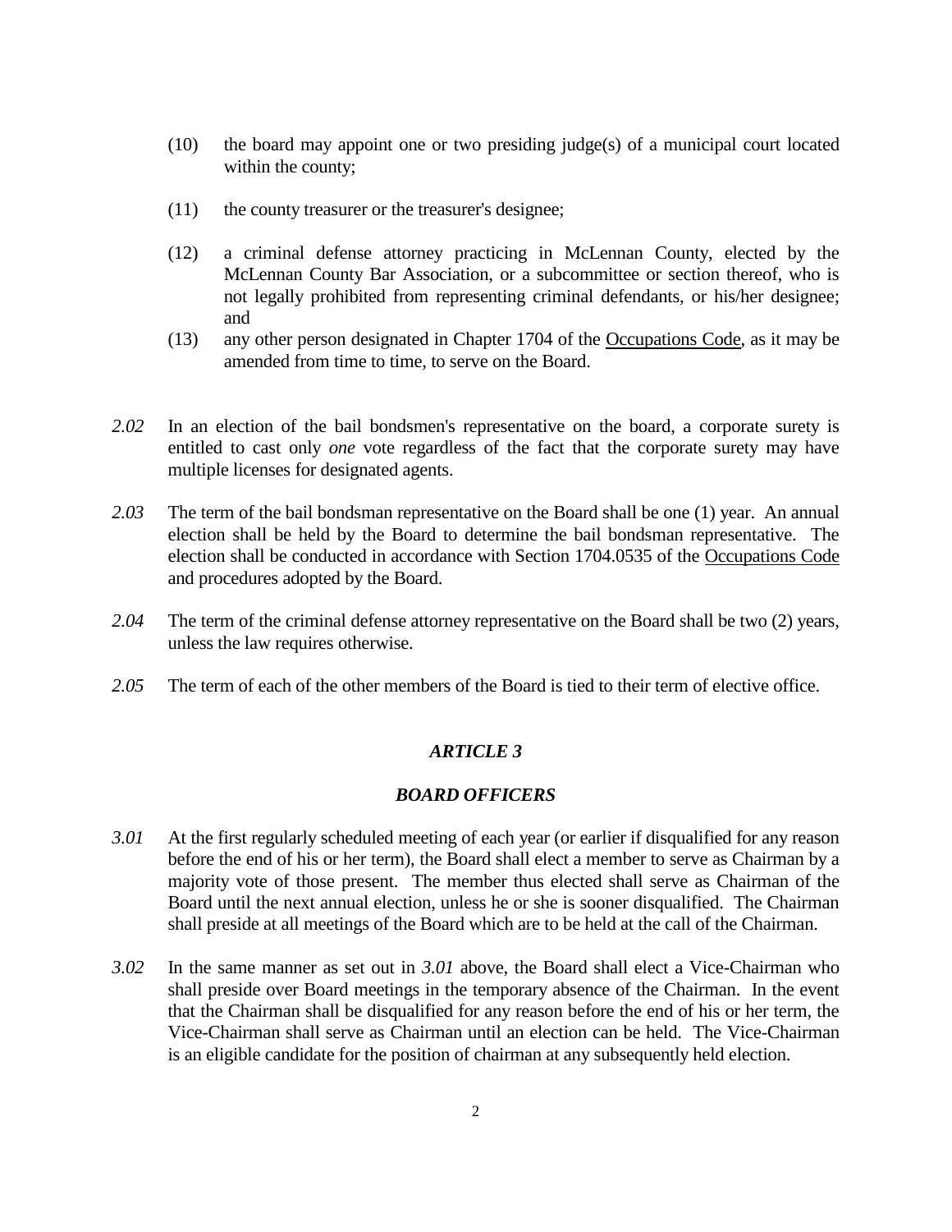(10) the board may appoint one or two presiding judge(s) of a municipal court located within the county;

(11) the county treasurer or the treasurer's designee;

(12) a criminal defense attorney practicing in McLennan County, elected by the McLennan County Bar Association, or a subcommittee or section thereof, who is not legally prohibited from representing criminal defendants, or his/her designee; and

(13) any other person designated in Chapter 1704 of the Occupations Code, as it may be amended from time to time, to serve on the Board.

*2.02* In an election of the bail bondsmen's representative on the board, a corporate surety is entitled to cast only *one* vote regardless of the fact that the corporate surety may have multiple licenses for designated agents.

*2.03* The term of the bail bondsman representative on the Board shall be one (1) year. An annual election shall be held by the Board to determine the bail bondsman representative. The election shall be conducted in accordance with Section 1704.0535 of the Occupations Code and procedures adopted by the Board.

*2.04* The term of the criminal defense attorney representative on the Board shall be two (2) years, unless the law requires otherwise.

*2.05* The term of each of the other members of the Board is tied to their term of elective office.

## *ARTICLE 3*

## *BOARD OFFICERS*

*3.01* At the first regularly scheduled meeting of each year (or earlier if disqualified for any reason before the end of his or her term), the Board shall elect a member to serve as Chairman by a majority vote of those present. The member thus elected shall serve as Chairman of the Board until the next annual election, unless he or she is sooner disqualified. The Chairman shall preside at all meetings of the Board which are to be held at the call of the Chairman.

*3.02* In the same manner as set out in *3.01* above, the Board shall elect a Vice-Chairman who shall preside over Board meetings in the temporary absence of the Chairman. In the event that the Chairman shall be disqualified for any reason before the end of his or her term, the Vice-Chairman shall serve as Chairman until an election can be held. The Vice-Chairman is an eligible candidate for the position of chairman at any subsequently held election.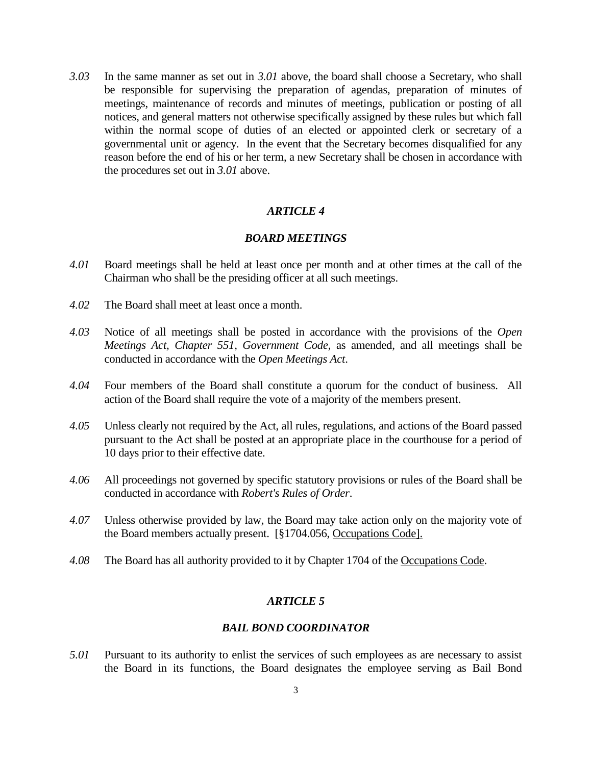*3.03* In the same manner as set out in *3.01* above, the board shall choose a Secretary, who shall be responsible for supervising the preparation of agendas, preparation of minutes of meetings, maintenance of records and minutes of meetings, publication or posting of all notices, and general matters not otherwise specifically assigned by these rules but which fall within the normal scope of duties of an elected or appointed clerk or secretary of a governmental unit or agency. In the event that the Secretary becomes disqualified for any reason before the end of his or her term, a new Secretary shall be chosen in accordance with the procedures set out in *3.01* above.

## *ARTICLE 4*

## *BOARD MEETINGS*

*4.01* Board meetings shall be held at least once per month and at other times at the call of the Chairman who shall be the presiding officer at all such meetings.

*4.02* The Board shall meet at least once a month.

*4.03* Notice of all meetings shall be posted in accordance with the provisions of the *Open Meetings Act, Chapter 551, Government Code,* as amended, and all meetings shall be conducted in accordance with the *Open Meetings Act*.

*4.04* Four members of the Board shall constitute a quorum for the conduct of business. All action of the Board shall require the vote of a majority of the members present.

*4.05* Unless clearly not required by the Act, all rules, regulations, and actions of the Board passed pursuant to the Act shall be posted at an appropriate place in the courthouse for a period of 10 days prior to their effective date.

*4.06* All proceedings not governed by specific statutory provisions or rules of the Board shall be conducted in accordance with *Robert's Rules of Order*.

*4.07* Unless otherwise provided by law, the Board may take action only on the majority vote of the Board members actually present. [§1704.056, Occupations Code].

*4.08* The Board has all authority provided to it by Chapter 1704 of the Occupations Code.

## *ARTICLE 5*

## *BAIL BOND COORDINATOR*

*5.01* Pursuant to its authority to enlist the services of such employees as are necessary to assist the Board in its functions, the Board designates the employee serving as Bail Bond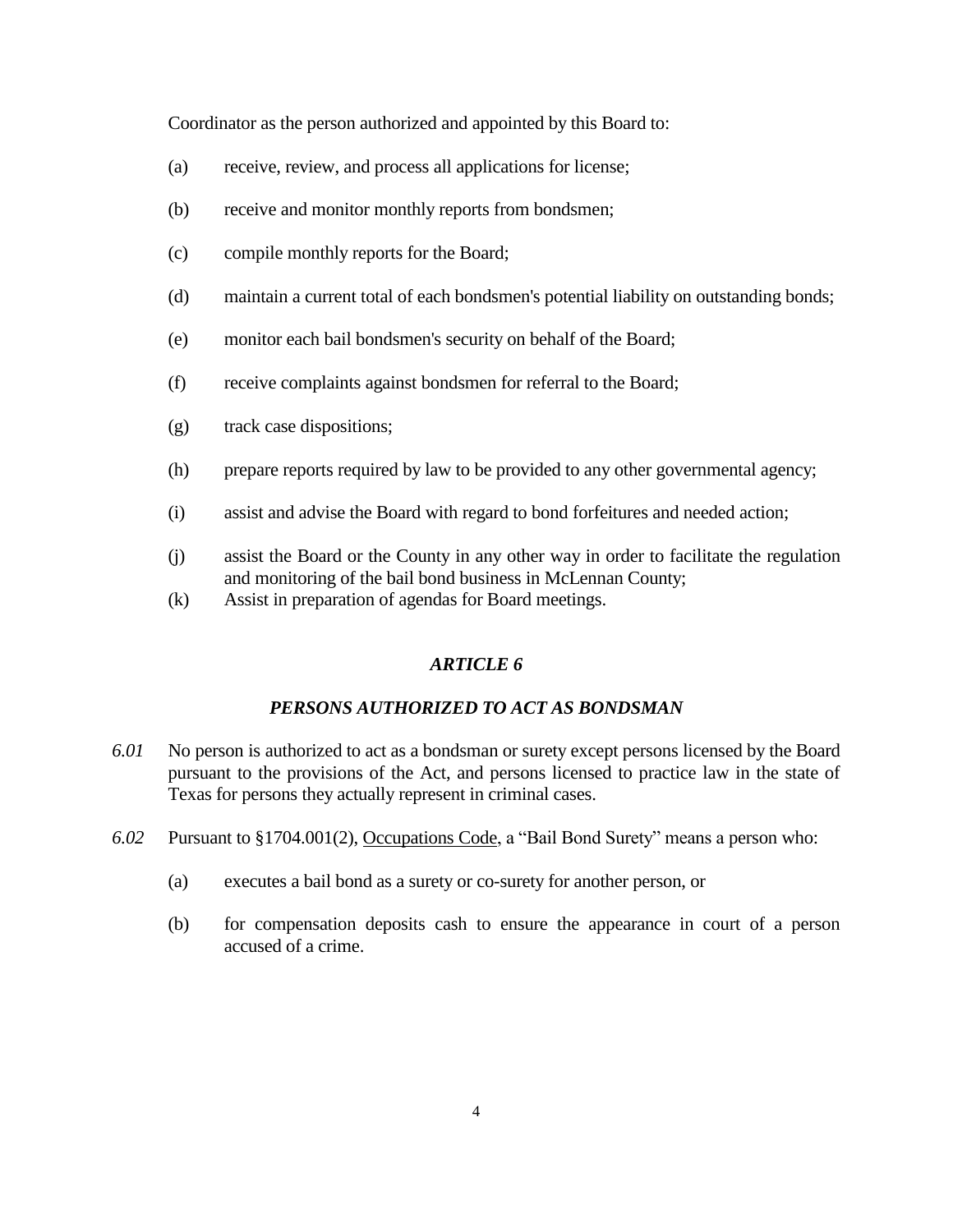Coordinator as the person authorized and appointed by this Board to:

(a) receive, review, and process all applications for license;

(b) receive and monitor monthly reports from bondsmen;

(c) compile monthly reports for the Board;

(d) maintain a current total of each bondsmen's potential liability on outstanding bonds;

(e) monitor each bail bondsmen's security on behalf of the Board;

(f) receive complaints against bondsmen for referral to the Board;

(g) track case dispositions;

(h) prepare reports required by law to be provided to any other governmental agency;

(i) assist and advise the Board with regard to bond forfeitures and needed action;

(j) assist the Board or the County in any other way in order to facilitate the regulation and monitoring of the bail bond business in McLennan County;

(k) Assist in preparation of agendas for Board meetings.

## *ARTICLE 6*

## *PERSONS AUTHORIZED TO ACT AS BONDSMAN*

*6.01* No person is authorized to act as a bondsman or surety except persons licensed by the Board pursuant to the provisions of the Act, and persons licensed to practice law in the state of Texas for persons they actually represent in criminal cases.

*6.02* Pursuant to §1704.001(2), Occupations Code, a "Bail Bond Surety" means a person who:

(a) executes a bail bond as a surety or co-surety for another person, or

(b) for compensation deposits cash to ensure the appearance in court of a person accused of a crime.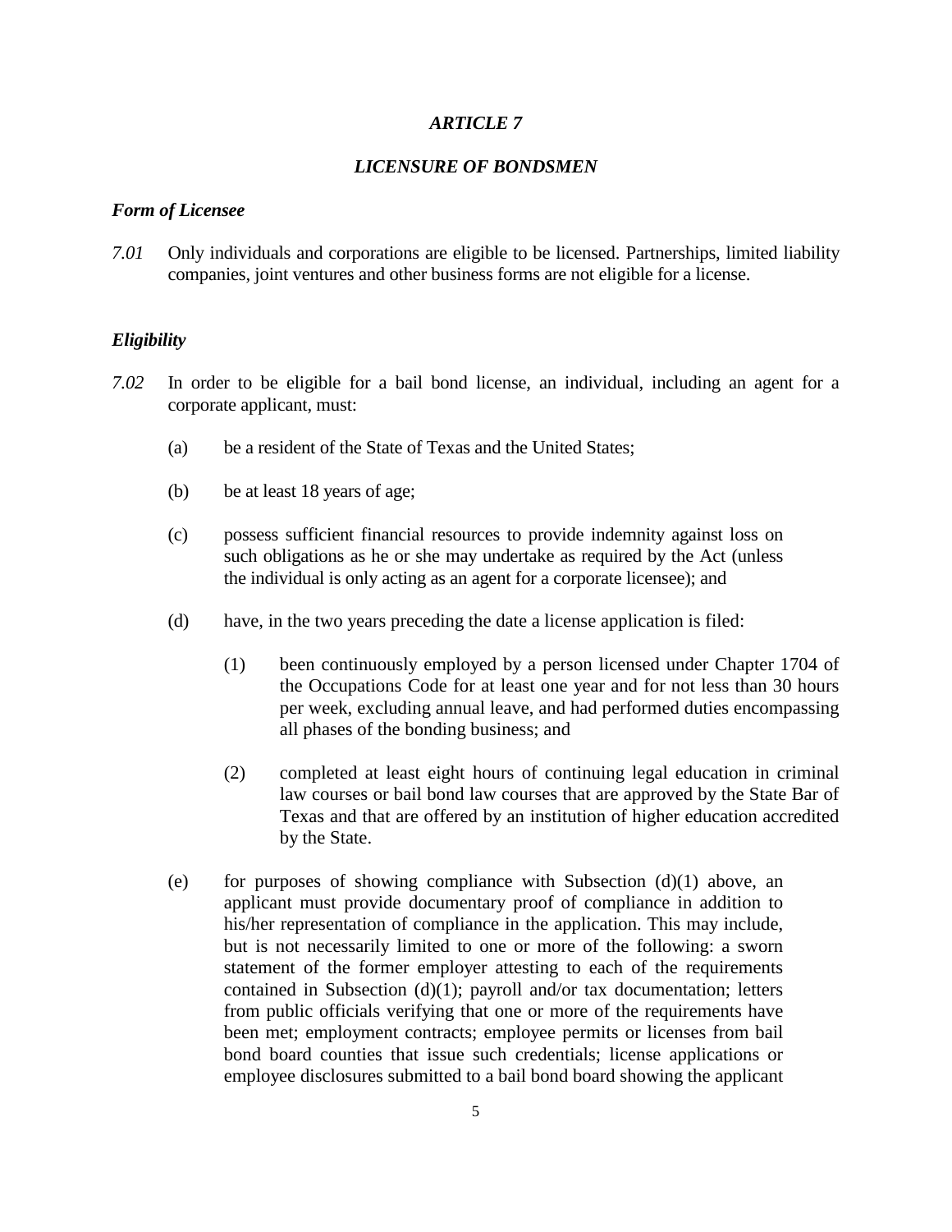## *ARTICLE 7*

## *LICENSURE OF BONDSMEN*

### *Form of Licensee*

*7.01* Only individuals and corporations are eligible to be licensed. Partnerships, limited liability companies, joint ventures and other business forms are not eligible for a license.

### *Eligibility*

*7.02* In order to be eligible for a bail bond license, an individual, including an agent for a corporate applicant, must:

(a) be a resident of the State of Texas and the United States;

(b) be at least 18 years of age;

(c) possess sufficient financial resources to provide indemnity against loss on such obligations as he or she may undertake as required by the Act (unless the individual is only acting as an agent for a corporate licensee); and

(d) have, in the two years preceding the date a license application is filed:

(1) been continuously employed by a person licensed under Chapter 1704 of the Occupations Code for at least one year and for not less than 30 hours per week, excluding annual leave, and had performed duties encompassing all phases of the bonding business; and

(2) completed at least eight hours of continuing legal education in criminal law courses or bail bond law courses that are approved by the State Bar of Texas and that are offered by an institution of higher education accredited by the State.

(e) for purposes of showing compliance with Subsection (d)(1) above, an applicant must provide documentary proof of compliance in addition to his/her representation of compliance in the application. This may include, but is not necessarily limited to one or more of the following: a sworn statement of the former employer attesting to each of the requirements contained in Subsection (d)(1); payroll and/or tax documentation; letters from public officials verifying that one or more of the requirements have been met; employment contracts; employee permits or licenses from bail bond board counties that issue such credentials; license applications or employee disclosures submitted to a bail bond board showing the applicant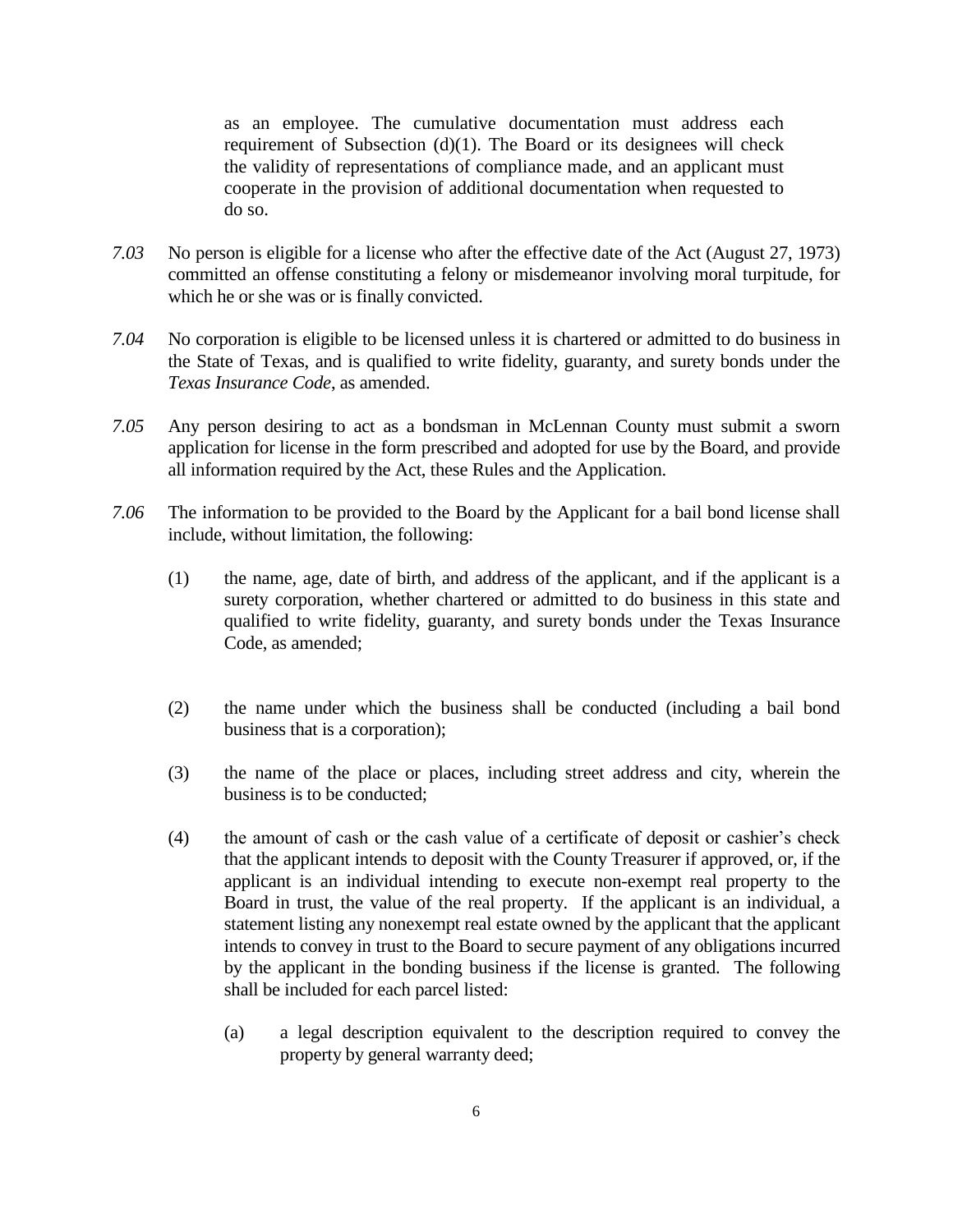as an employee. The cumulative documentation must address each requirement of Subsection (d)(1). The Board or its designees will check the validity of representations of compliance made, and an applicant must cooperate in the provision of additional documentation when requested to do so.

*7.03* No person is eligible for a license who after the effective date of the Act (August 27, 1973) committed an offense constituting a felony or misdemeanor involving moral turpitude, for which he or she was or is finally convicted.

*7.04* No corporation is eligible to be licensed unless it is chartered or admitted to do business in the State of Texas, and is qualified to write fidelity, guaranty, and surety bonds under the *Texas Insurance Code*, as amended.

*7.05* Any person desiring to act as a bondsman in McLennan County must submit a sworn application for license in the form prescribed and adopted for use by the Board, and provide all information required by the Act, these Rules and the Application.

*7.06* The information to be provided to the Board by the Applicant for a bail bond license shall include, without limitation, the following:

(1) the name, age, date of birth, and address of the applicant, and if the applicant is a surety corporation, whether chartered or admitted to do business in this state and qualified to write fidelity, guaranty, and surety bonds under the Texas Insurance Code, as amended;

(2) the name under which the business shall be conducted (including a bail bond business that is a corporation);

(3) the name of the place or places, including street address and city, wherein the business is to be conducted;

(4) the amount of cash or the cash value of a certificate of deposit or cashier's check that the applicant intends to deposit with the County Treasurer if approved, or, if the applicant is an individual intending to execute non-exempt real property to the Board in trust, the value of the real property. If the applicant is an individual, a statement listing any nonexempt real estate owned by the applicant that the applicant intends to convey in trust to the Board to secure payment of any obligations incurred by the applicant in the bonding business if the license is granted. The following shall be included for each parcel listed:

(a) a legal description equivalent to the description required to convey the property by general warranty deed;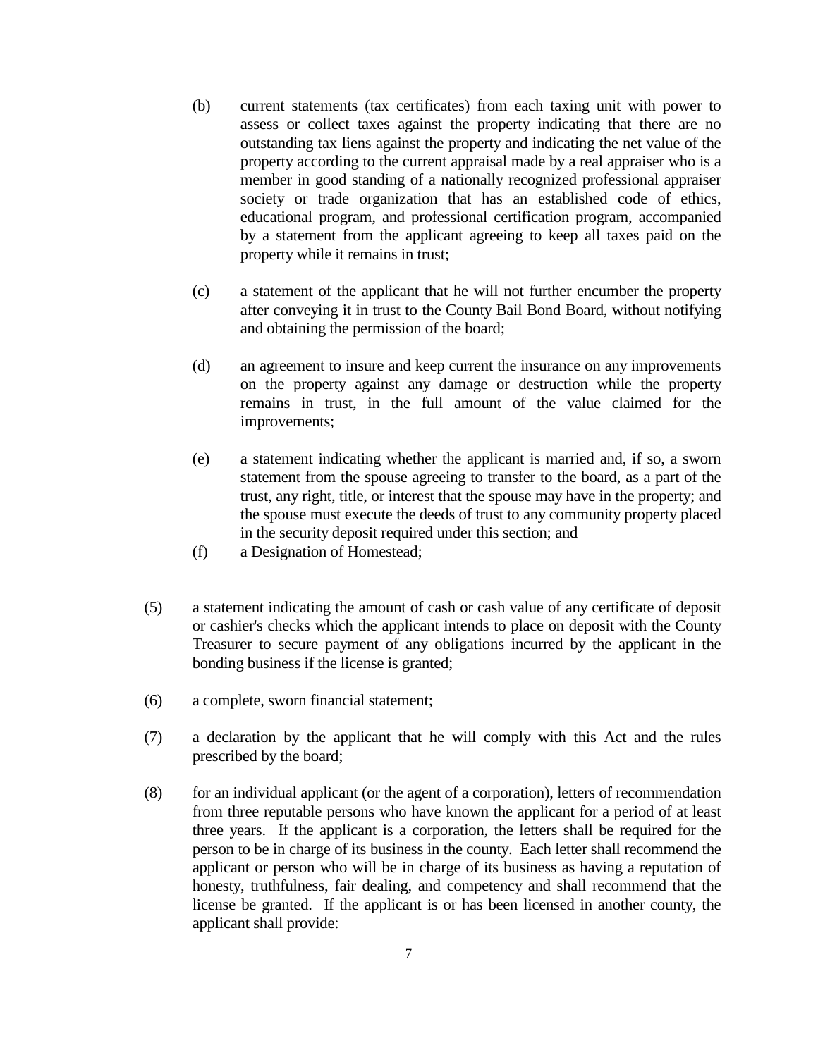(b) current statements (tax certificates) from each taxing unit with power to assess or collect taxes against the property indicating that there are no outstanding tax liens against the property and indicating the net value of the property according to the current appraisal made by a real appraiser who is a member in good standing of a nationally recognized professional appraiser society or trade organization that has an established code of ethics, educational program, and professional certification program, accompanied by a statement from the applicant agreeing to keep all taxes paid on the property while it remains in trust;

(c) a statement of the applicant that he will not further encumber the property after conveying it in trust to the County Bail Bond Board, without notifying and obtaining the permission of the board;

(d) an agreement to insure and keep current the insurance on any improvements on the property against any damage or destruction while the property remains in trust, in the full amount of the value claimed for the improvements;

(e) a statement indicating whether the applicant is married and, if so, a sworn statement from the spouse agreeing to transfer to the board, as a part of the trust, any right, title, or interest that the spouse may have in the property; and the spouse must execute the deeds of trust to any community property placed in the security deposit required under this section; and

(f) a Designation of Homestead;

(5) a statement indicating the amount of cash or cash value of any certificate of deposit or cashier's checks which the applicant intends to place on deposit with the County Treasurer to secure payment of any obligations incurred by the applicant in the bonding business if the license is granted;

(6) a complete, sworn financial statement;

(7) a declaration by the applicant that he will comply with this Act and the rules prescribed by the board;

(8) for an individual applicant (or the agent of a corporation), letters of recommendation from three reputable persons who have known the applicant for a period of at least three years. If the applicant is a corporation, the letters shall be required for the person to be in charge of its business in the county. Each letter shall recommend the applicant or person who will be in charge of its business as having a reputation of honesty, truthfulness, fair dealing, and competency and shall recommend that the license be granted. If the applicant is or has been licensed in another county, the applicant shall provide: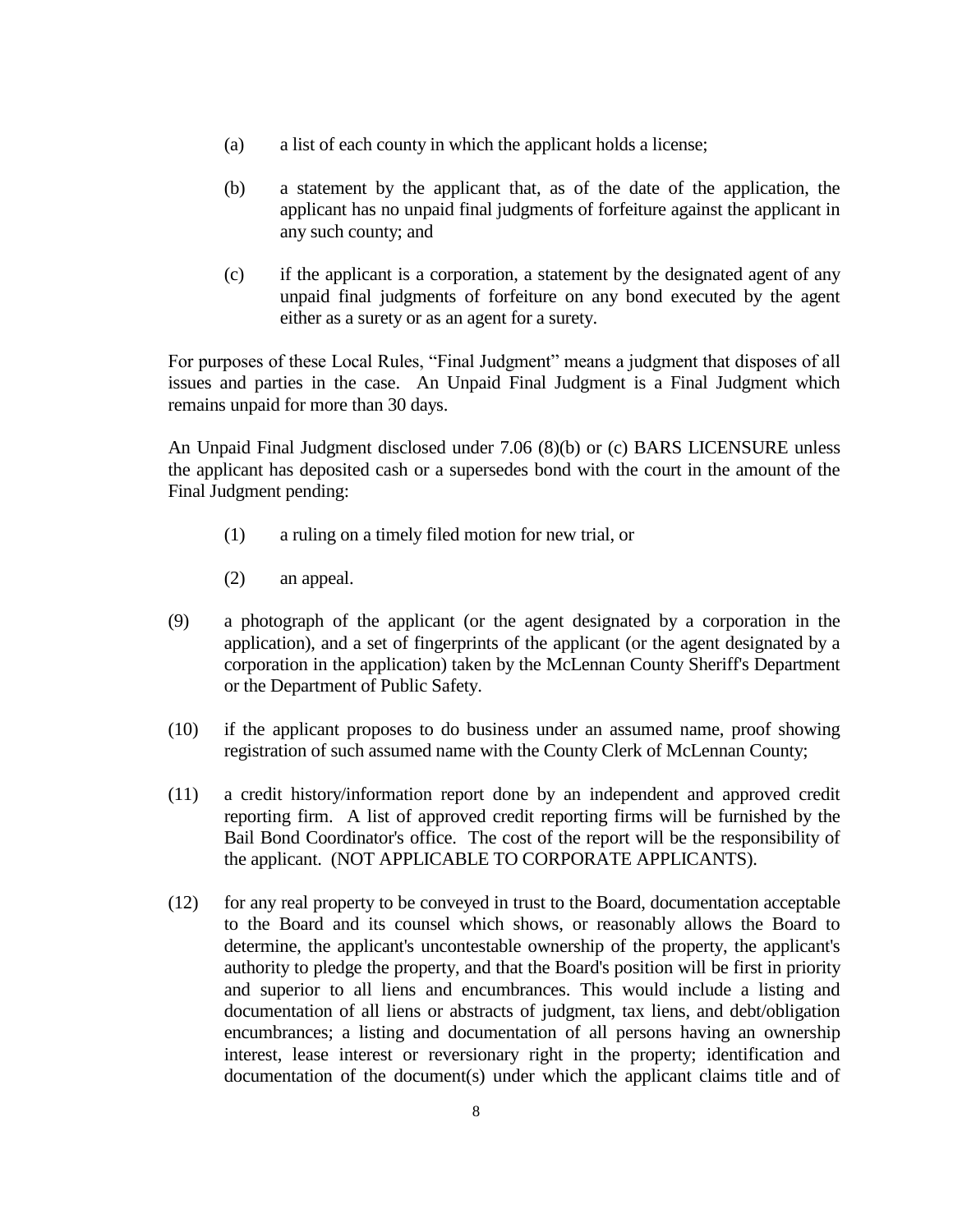(a) a list of each county in which the applicant holds a license;

(b) a statement by the applicant that, as of the date of the application, the applicant has no unpaid final judgments of forfeiture against the applicant in any such county; and

(c) if the applicant is a corporation, a statement by the designated agent of any unpaid final judgments of forfeiture on any bond executed by the agent either as a surety or as an agent for a surety.

For purposes of these Local Rules, "Final Judgment" means a judgment that disposes of all issues and parties in the case. An Unpaid Final Judgment is a Final Judgment which remains unpaid for more than 30 days.

An Unpaid Final Judgment disclosed under 7.06 (8)(b) or (c) BARS LICENSURE unless the applicant has deposited cash or a supersedes bond with the court in the amount of the Final Judgment pending:

(1) a ruling on a timely filed motion for new trial, or

(2) an appeal.

(9) a photograph of the applicant (or the agent designated by a corporation in the application), and a set of fingerprints of the applicant (or the agent designated by a corporation in the application) taken by the McLennan County Sheriff's Department or the Department of Public Safety.

(10) if the applicant proposes to do business under an assumed name, proof showing registration of such assumed name with the County Clerk of McLennan County;

(11) a credit history/information report done by an independent and approved credit reporting firm. A list of approved credit reporting firms will be furnished by the Bail Bond Coordinator's office. The cost of the report will be the responsibility of the applicant. (NOT APPLICABLE TO CORPORATE APPLICANTS).

(12) for any real property to be conveyed in trust to the Board, documentation acceptable to the Board and its counsel which shows, or reasonably allows the Board to determine, the applicant's uncontestable ownership of the property, the applicant's authority to pledge the property, and that the Board's position will be first in priority and superior to all liens and encumbrances. This would include a listing and documentation of all liens or abstracts of judgment, tax liens, and debt/obligation encumbrances; a listing and documentation of all persons having an ownership interest, lease interest or reversionary right in the property; identification and documentation of the document(s) under which the applicant claims title and of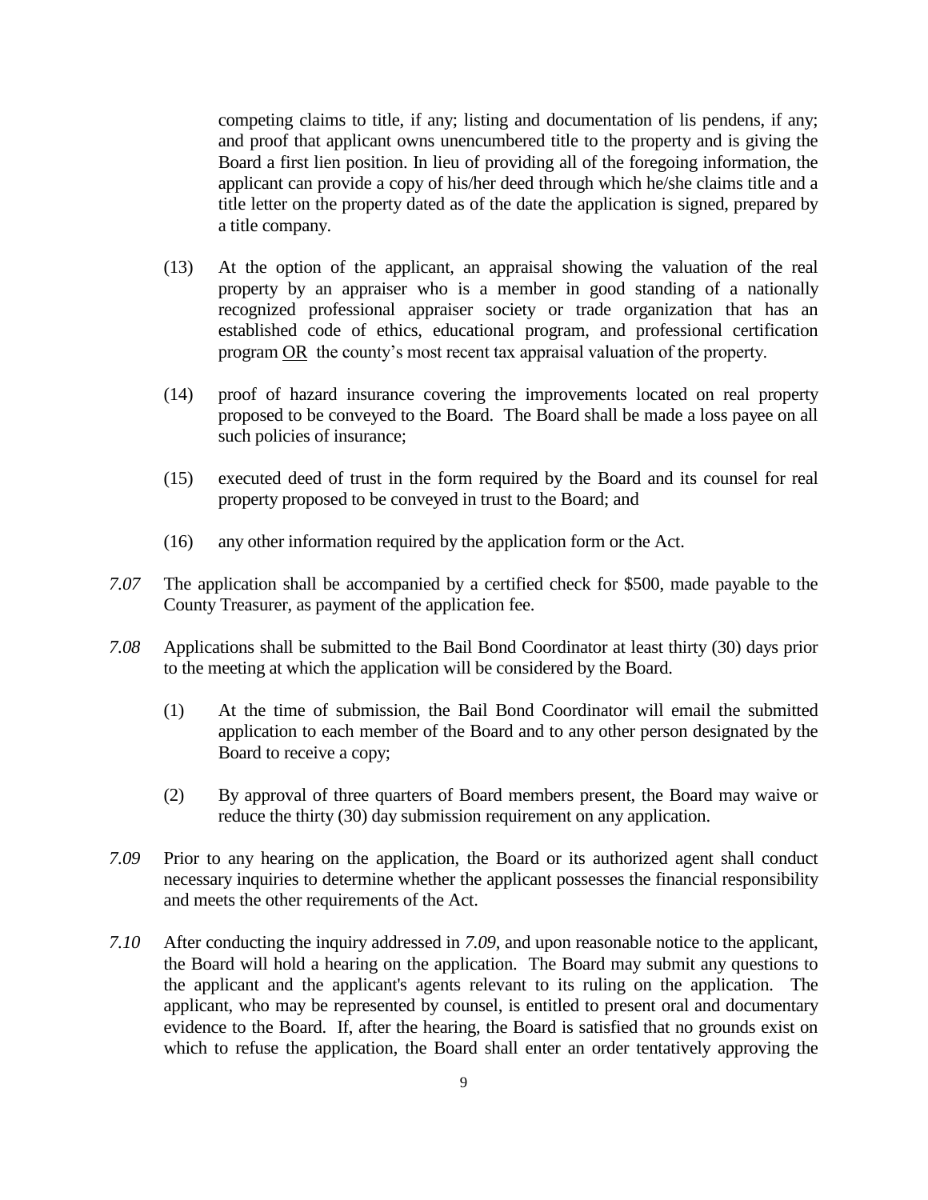competing claims to title, if any; listing and documentation of lis pendens, if any; and proof that applicant owns unencumbered title to the property and is giving the Board a first lien position. In lieu of providing all of the foregoing information, the applicant can provide a copy of his/her deed through which he/she claims title and a title letter on the property dated as of the date the application is signed, prepared by a title company.

(13) At the option of the applicant, an appraisal showing the valuation of the real property by an appraiser who is a member in good standing of a nationally recognized professional appraiser society or trade organization that has an established code of ethics, educational program, and professional certification program <u>OR</u> the county's most recent tax appraisal valuation of the property.

(14) proof of hazard insurance covering the improvements located on real property proposed to be conveyed to the Board. The Board shall be made a loss payee on all such policies of insurance;

(15) executed deed of trust in the form required by the Board and its counsel for real property proposed to be conveyed in trust to the Board; and

(16) any other information required by the application form or the Act.

*7.07* The application shall be accompanied by a certified check for $500, made payable to the County Treasurer, as payment of the application fee.

*7.08* Applications shall be submitted to the Bail Bond Coordinator at least thirty (30) days prior to the meeting at which the application will be considered by the Board.

(1) At the time of submission, the Bail Bond Coordinator will email the submitted application to each member of the Board and to any other person designated by the Board to receive a copy;

(2) By approval of three quarters of Board members present, the Board may waive or reduce the thirty (30) day submission requirement on any application.

*7.09* Prior to any hearing on the application, the Board or its authorized agent shall conduct necessary inquiries to determine whether the applicant possesses the financial responsibility and meets the other requirements of the Act.

*7.10* After conducting the inquiry addressed in *7.09*, and upon reasonable notice to the applicant, the Board will hold a hearing on the application. The Board may submit any questions to the applicant and the applicant's agents relevant to its ruling on the application. The applicant, who may be represented by counsel, is entitled to present oral and documentary evidence to the Board. If, after the hearing, the Board is satisfied that no grounds exist on which to refuse the application, the Board shall enter an order tentatively approving the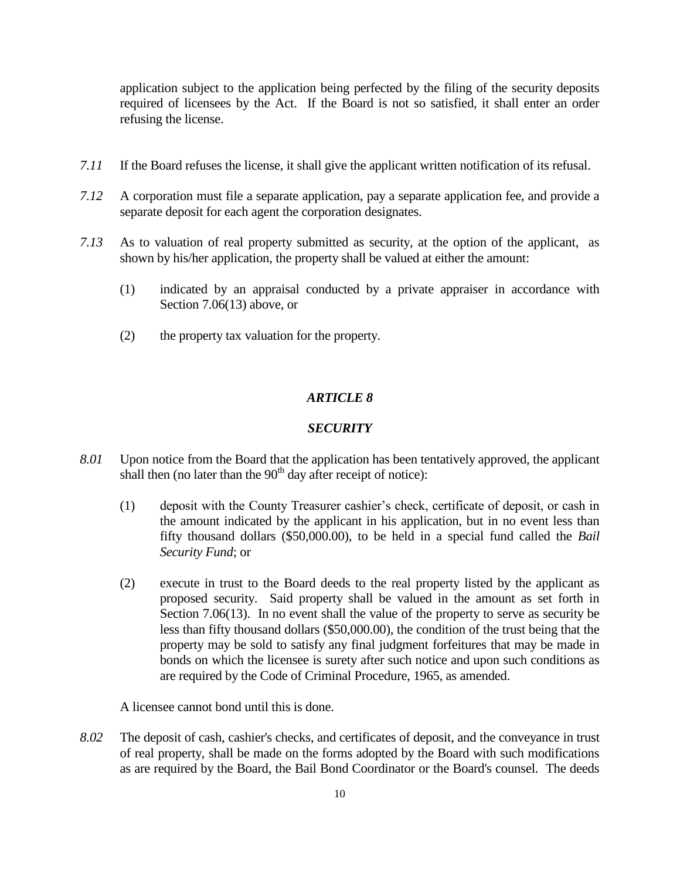application subject to the application being perfected by the filing of the security deposits required of licensees by the Act. If the Board is not so satisfied, it shall enter an order refusing the license.

*7.11* If the Board refuses the license, it shall give the applicant written notification of its refusal.

*7.12* A corporation must file a separate application, pay a separate application fee, and provide a separate deposit for each agent the corporation designates.

*7.13* As to valuation of real property submitted as security, at the option of the applicant, as shown by his/her application, the property shall be valued at either the amount:

(1) indicated by an appraisal conducted by a private appraiser in accordance with Section 7.06(13) above, or

(2) the property tax valuation for the property.

## *ARTICLE 8*

## *SECURITY*

*8.01* Upon notice from the Board that the application has been tentatively approved, the applicant shall then (no later than the 90th day after receipt of notice):

(1) deposit with the County Treasurer cashier's check, certificate of deposit, or cash in the amount indicated by the applicant in his application, but in no event less than fifty thousand dollars ($50,000.00), to be held in a special fund called the *Bail Security Fund*; or

(2) execute in trust to the Board deeds to the real property listed by the applicant as proposed security. Said property shall be valued in the amount as set forth in Section 7.06(13). In no event shall the value of the property to serve as security be less than fifty thousand dollars ($50,000.00), the condition of the trust being that the property may be sold to satisfy any final judgment forfeitures that may be made in bonds on which the licensee is surety after such notice and upon such conditions as are required by the Code of Criminal Procedure, 1965, as amended.

A licensee cannot bond until this is done.

*8.02* The deposit of cash, cashier's checks, and certificates of deposit, and the conveyance in trust of real property, shall be made on the forms adopted by the Board with such modifications as are required by the Board, the Bail Bond Coordinator or the Board's counsel. The deeds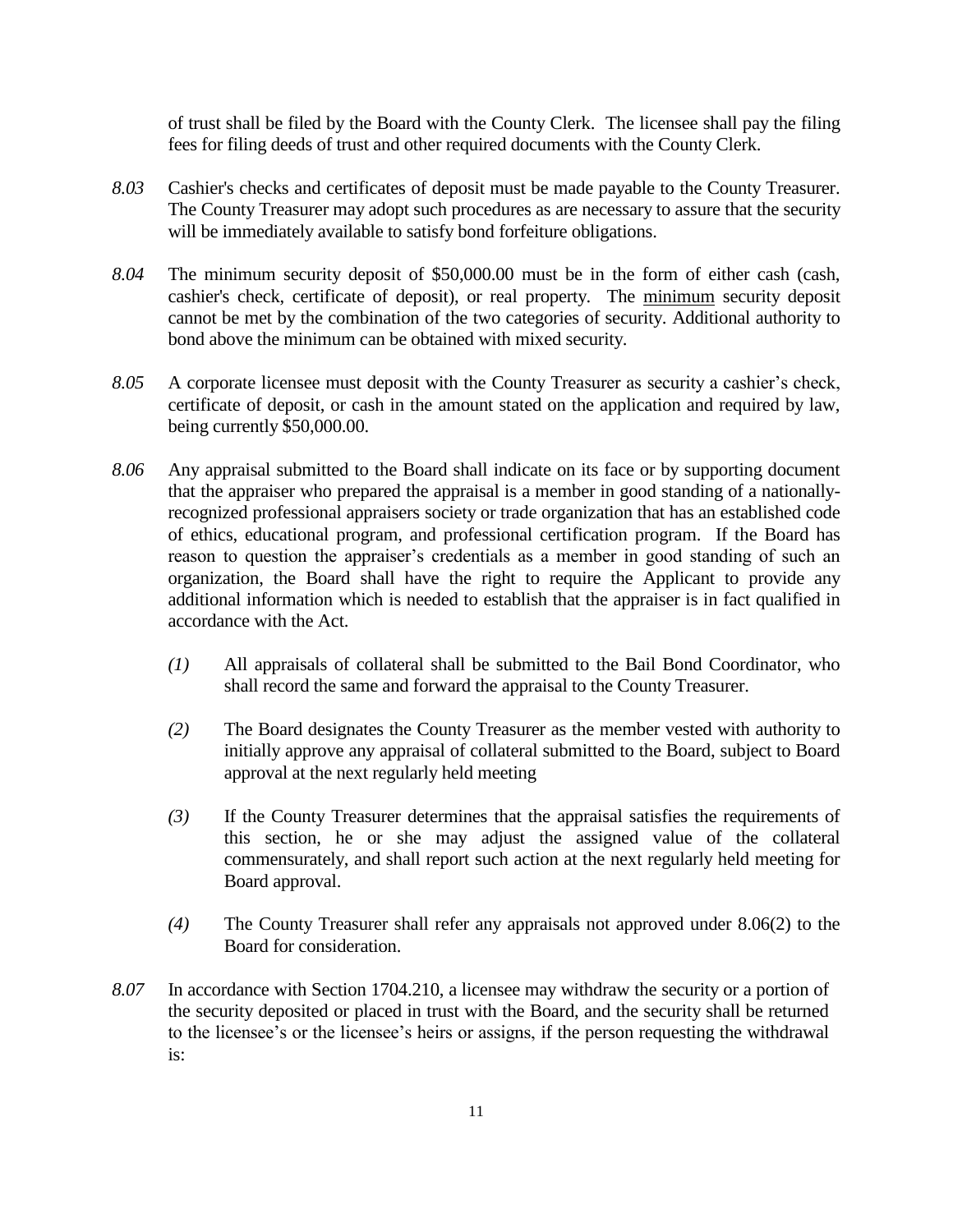of trust shall be filed by the Board with the County Clerk. The licensee shall pay the filing fees for filing deeds of trust and other required documents with the County Clerk.

*8.03* Cashier's checks and certificates of deposit must be made payable to the County Treasurer. The County Treasurer may adopt such procedures as are necessary to assure that the security will be immediately available to satisfy bond forfeiture obligations.

*8.04* The minimum security deposit of $50,000.00 must be in the form of either cash (cash, cashier's check, certificate of deposit), or real property. The <u>minimum</u> security deposit cannot be met by the combination of the two categories of security. Additional authority to bond above the minimum can be obtained with mixed security.

*8.05* A corporate licensee must deposit with the County Treasurer as security a cashier's check, certificate of deposit, or cash in the amount stated on the application and required by law, being currently $50,000.00.

*8.06* Any appraisal submitted to the Board shall indicate on its face or by supporting document that the appraiser who prepared the appraisal is a member in good standing of a nationally-recognized professional appraisers society or trade organization that has an established code of ethics, educational program, and professional certification program. If the Board has reason to question the appraiser's credentials as a member in good standing of such an organization, the Board shall have the right to require the Applicant to provide any additional information which is needed to establish that the appraiser is in fact qualified in accordance with the Act.

*(1)* All appraisals of collateral shall be submitted to the Bail Bond Coordinator, who shall record the same and forward the appraisal to the County Treasurer.

*(2)* The Board designates the County Treasurer as the member vested with authority to initially approve any appraisal of collateral submitted to the Board, subject to Board approval at the next regularly held meeting

*(3)* If the County Treasurer determines that the appraisal satisfies the requirements of this section, he or she may adjust the assigned value of the collateral commensurately, and shall report such action at the next regularly held meeting for Board approval.

*(4)* The County Treasurer shall refer any appraisals not approved under 8.06(2) to the Board for consideration.

*8.07* In accordance with Section 1704.210, a licensee may withdraw the security or a portion of the security deposited or placed in trust with the Board, and the security shall be returned to the licensee's or the licensee's heirs or assigns, if the person requesting the withdrawal is: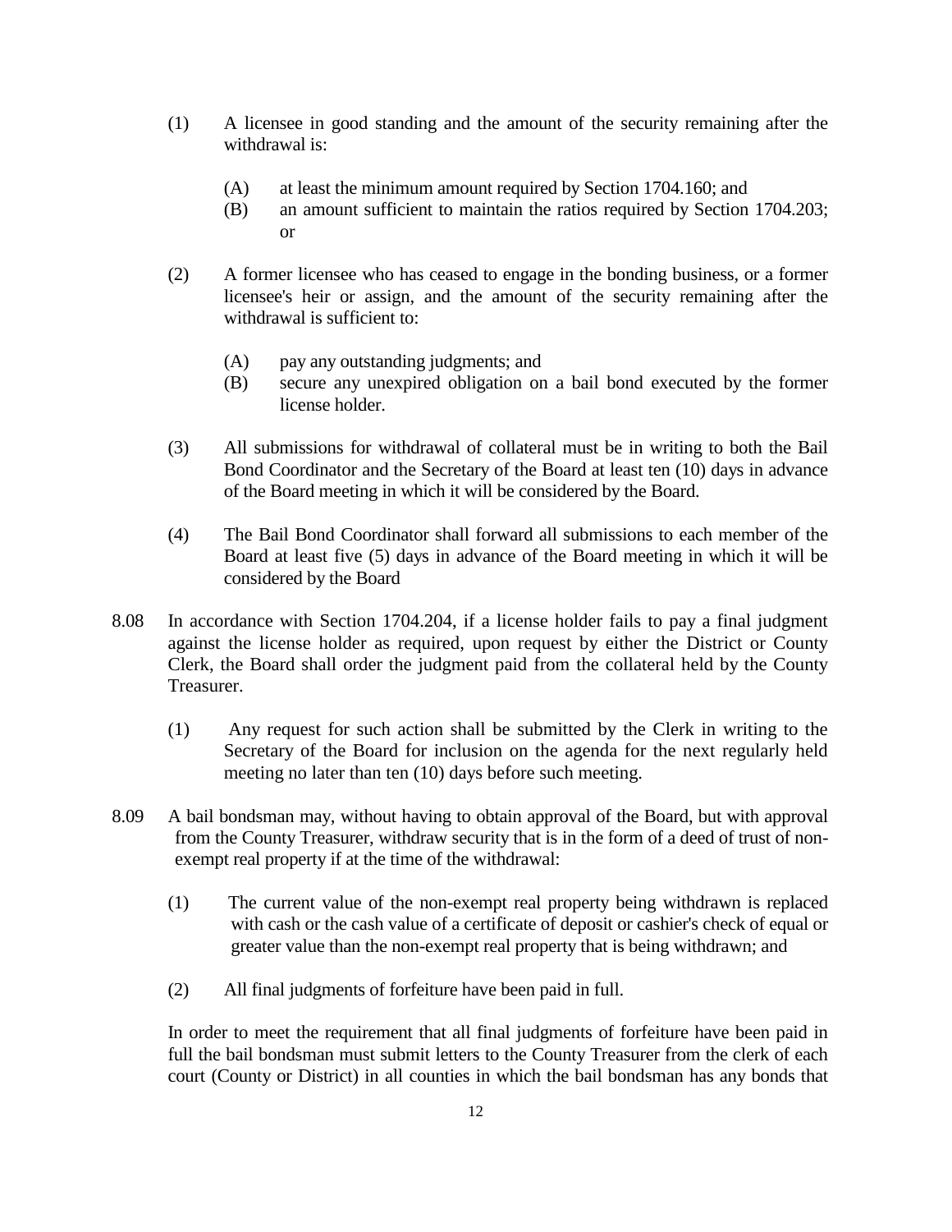(1) A licensee in good standing and the amount of the security remaining after the withdrawal is:

   (A) at least the minimum amount required by Section 1704.160; and
   (B) an amount sufficient to maintain the ratios required by Section 1704.203; or

(2) A former licensee who has ceased to engage in the bonding business, or a former licensee's heir or assign, and the amount of the security remaining after the withdrawal is sufficient to:

   (A) pay any outstanding judgments; and
   (B) secure any unexpired obligation on a bail bond executed by the former license holder.

(3) All submissions for withdrawal of collateral must be in writing to both the Bail Bond Coordinator and the Secretary of the Board at least ten (10) days in advance of the Board meeting in which it will be considered by the Board.

(4) The Bail Bond Coordinator shall forward all submissions to each member of the Board at least five (5) days in advance of the Board meeting in which it will be considered by the Board

8.08 In accordance with Section 1704.204, if a license holder fails to pay a final judgment against the license holder as required, upon request by either the District or County Clerk, the Board shall order the judgment paid from the collateral held by the County Treasurer.

(1) Any request for such action shall be submitted by the Clerk in writing to the Secretary of the Board for inclusion on the agenda for the next regularly held meeting no later than ten (10) days before such meeting.

8.09 A bail bondsman may, without having to obtain approval of the Board, but with approval from the County Treasurer, withdraw security that is in the form of a deed of trust of non-exempt real property if at the time of the withdrawal:

(1) The current value of the non-exempt real property being withdrawn is replaced with cash or the cash value of a certificate of deposit or cashier's check of equal or greater value than the non-exempt real property that is being withdrawn; and

(2) All final judgments of forfeiture have been paid in full.

In order to meet the requirement that all final judgments of forfeiture have been paid in full the bail bondsman must submit letters to the County Treasurer from the clerk of each court (County or District) in all counties in which the bail bondsman has any bonds that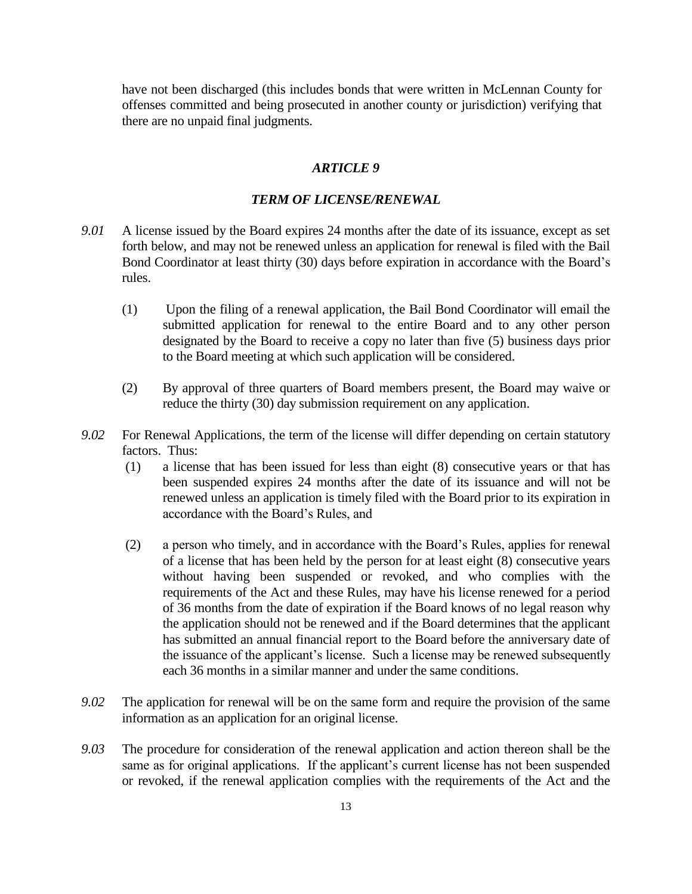have not been discharged (this includes bonds that were written in McLennan County for offenses committed and being prosecuted in another county or jurisdiction) verifying that there are no unpaid final judgments.

## *ARTICLE 9*

## *TERM OF LICENSE/RENEWAL*

*9.01* A license issued by the Board expires 24 months after the date of its issuance, except as set forth below, and may not be renewed unless an application for renewal is filed with the Bail Bond Coordinator at least thirty (30) days before expiration in accordance with the Board's rules.

(1) Upon the filing of a renewal application, the Bail Bond Coordinator will email the submitted application for renewal to the entire Board and to any other person designated by the Board to receive a copy no later than five (5) business days prior to the Board meeting at which such application will be considered.

(2) By approval of three quarters of Board members present, the Board may waive or reduce the thirty (30) day submission requirement on any application.

*9.02* For Renewal Applications, the term of the license will differ depending on certain statutory factors. Thus:

(1) a license that has been issued for less than eight (8) consecutive years or that has been suspended expires 24 months after the date of its issuance and will not be renewed unless an application is timely filed with the Board prior to its expiration in accordance with the Board's Rules, and

(2) a person who timely, and in accordance with the Board's Rules, applies for renewal of a license that has been held by the person for at least eight (8) consecutive years without having been suspended or revoked, and who complies with the requirements of the Act and these Rules, may have his license renewed for a period of 36 months from the date of expiration if the Board knows of no legal reason why the application should not be renewed and if the Board determines that the applicant has submitted an annual financial report to the Board before the anniversary date of the issuance of the applicant's license. Such a license may be renewed subsequently each 36 months in a similar manner and under the same conditions.

*9.02* The application for renewal will be on the same form and require the provision of the same information as an application for an original license.

*9.03* The procedure for consideration of the renewal application and action thereon shall be the same as for original applications. If the applicant's current license has not been suspended or revoked, if the renewal application complies with the requirements of the Act and the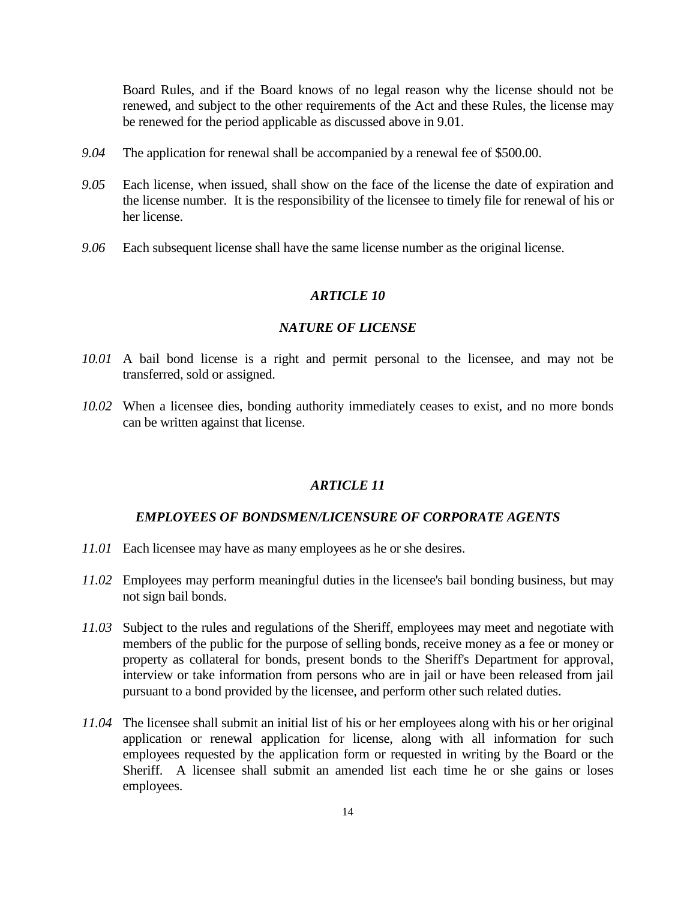Board Rules, and if the Board knows of no legal reason why the license should not be renewed, and subject to the other requirements of the Act and these Rules, the license may be renewed for the period applicable as discussed above in 9.01.

*9.04* The application for renewal shall be accompanied by a renewal fee of $500.00.

*9.05* Each license, when issued, shall show on the face of the license the date of expiration and the license number. It is the responsibility of the licensee to timely file for renewal of his or her license.

*9.06* Each subsequent license shall have the same license number as the original license.

## *ARTICLE 10*

## *NATURE OF LICENSE*

*10.01* A bail bond license is a right and permit personal to the licensee, and may not be transferred, sold or assigned.

*10.02* When a licensee dies, bonding authority immediately ceases to exist, and no more bonds can be written against that license.

## *ARTICLE 11*

## *EMPLOYEES OF BONDSMEN/LICENSURE OF CORPORATE AGENTS*

*11.01* Each licensee may have as many employees as he or she desires.

*11.02* Employees may perform meaningful duties in the licensee's bail bonding business, but may not sign bail bonds.

*11.03* Subject to the rules and regulations of the Sheriff, employees may meet and negotiate with members of the public for the purpose of selling bonds, receive money as a fee or money or property as collateral for bonds, present bonds to the Sheriff's Department for approval, interview or take information from persons who are in jail or have been released from jail pursuant to a bond provided by the licensee, and perform other such related duties.

*11.04* The licensee shall submit an initial list of his or her employees along with his or her original application or renewal application for license, along with all information for such employees requested by the application form or requested in writing by the Board or the Sheriff. A licensee shall submit an amended list each time he or she gains or loses employees.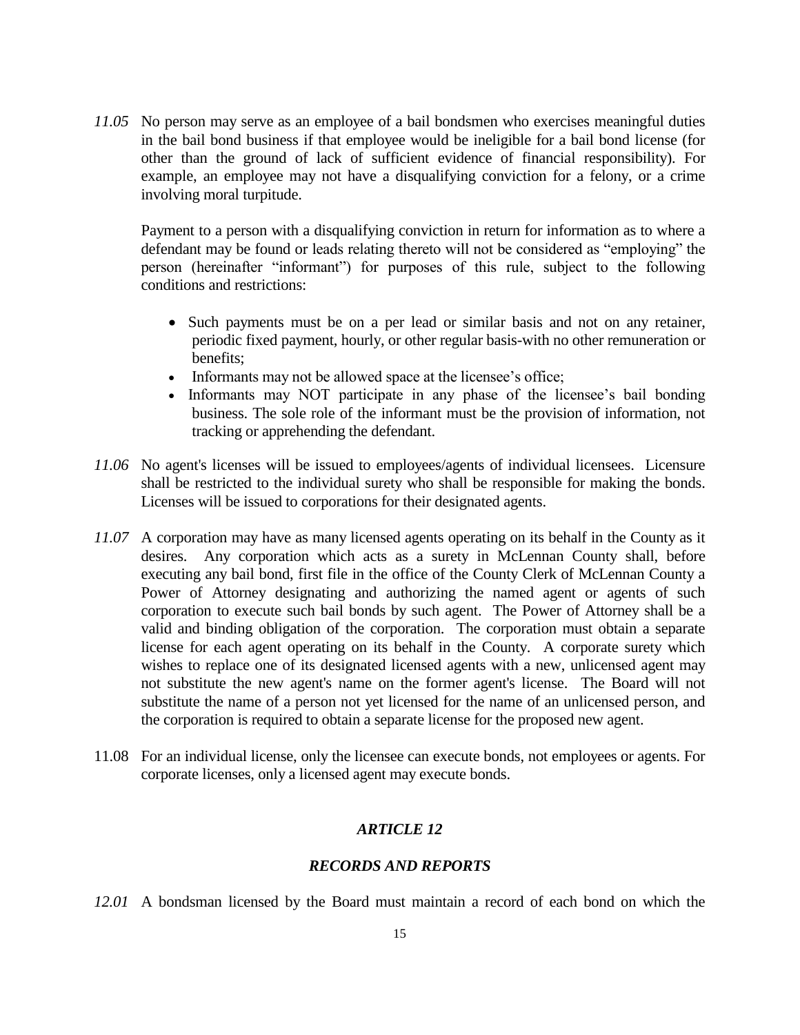*11.05* No person may serve as an employee of a bail bondsmen who exercises meaningful duties in the bail bond business if that employee would be ineligible for a bail bond license (for other than the ground of lack of sufficient evidence of financial responsibility). For example, an employee may not have a disqualifying conviction for a felony, or a crime involving moral turpitude.

Payment to a person with a disqualifying conviction in return for information as to where a defendant may be found or leads relating thereto will not be considered as "employing" the person (hereinafter "informant") for purposes of this rule, subject to the following conditions and restrictions:

- Such payments must be on a per lead or similar basis and not on any retainer, periodic fixed payment, hourly, or other regular basis-with no other remuneration or benefits;
- Informants may not be allowed space at the licensee's office;
- Informants may NOT participate in any phase of the licensee's bail bonding business. The sole role of the informant must be the provision of information, not tracking or apprehending the defendant.

*11.06* No agent's licenses will be issued to employees/agents of individual licensees. Licensure shall be restricted to the individual surety who shall be responsible for making the bonds. Licenses will be issued to corporations for their designated agents.

*11.07* A corporation may have as many licensed agents operating on its behalf in the County as it desires. Any corporation which acts as a surety in McLennan County shall, before executing any bail bond, first file in the office of the County Clerk of McLennan County a Power of Attorney designating and authorizing the named agent or agents of such corporation to execute such bail bonds by such agent. The Power of Attorney shall be a valid and binding obligation of the corporation. The corporation must obtain a separate license for each agent operating on its behalf in the County. A corporate surety which wishes to replace one of its designated licensed agents with a new, unlicensed agent may not substitute the new agent's name on the former agent's license. The Board will not substitute the name of a person not yet licensed for the name of an unlicensed person, and the corporation is required to obtain a separate license for the proposed new agent.

11.08 For an individual license, only the licensee can execute bonds, not employees or agents. For corporate licenses, only a licensed agent may execute bonds.

## *ARTICLE 12*

## *RECORDS AND REPORTS*

*12.01* A bondsman licensed by the Board must maintain a record of each bond on which the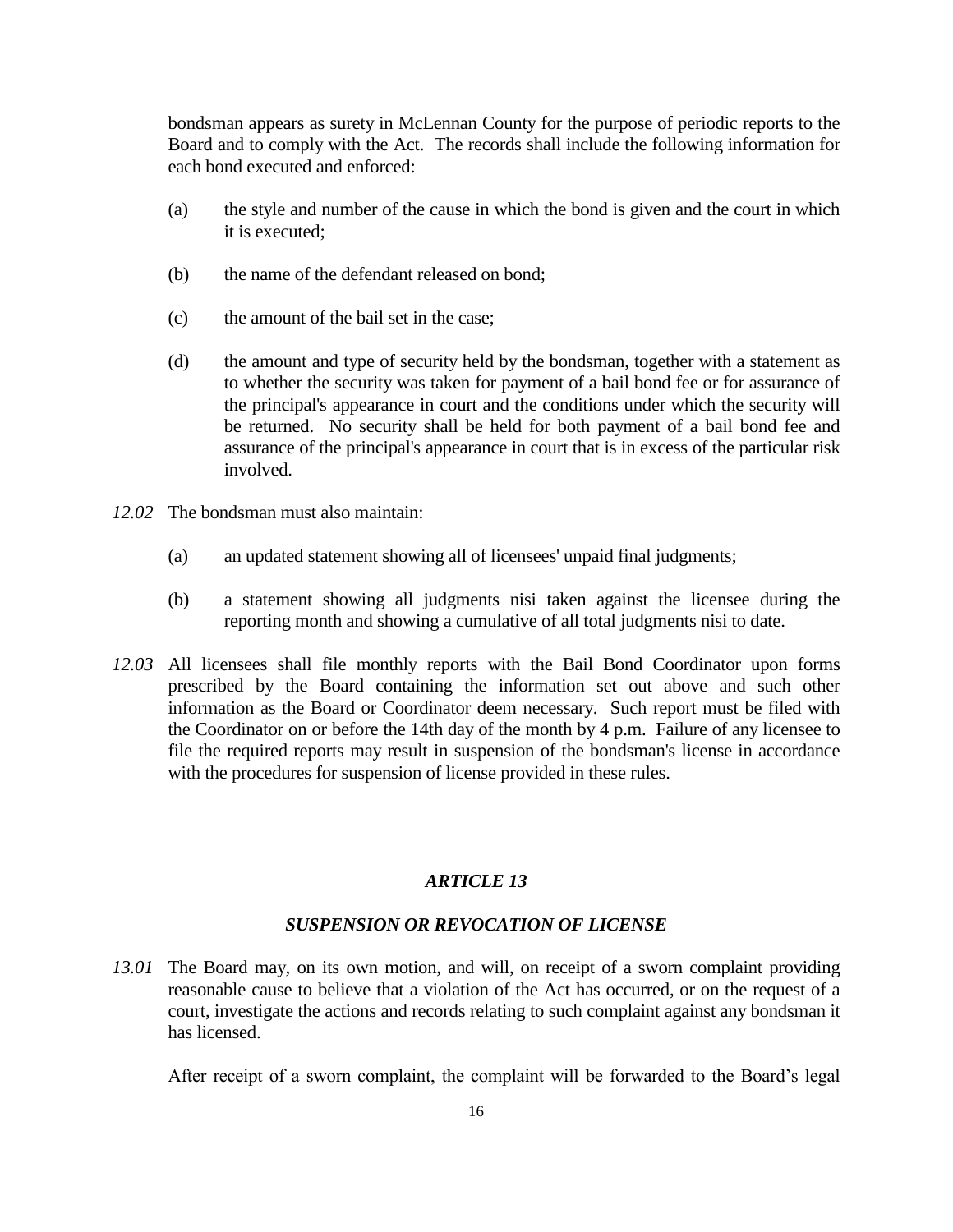bondsman appears as surety in McLennan County for the purpose of periodic reports to the Board and to comply with the Act. The records shall include the following information for each bond executed and enforced:

(a) the style and number of the cause in which the bond is given and the court in which it is executed;

(b) the name of the defendant released on bond;

(c) the amount of the bail set in the case;

(d) the amount and type of security held by the bondsman, together with a statement as to whether the security was taken for payment of a bail bond fee or for assurance of the principal's appearance in court and the conditions under which the security will be returned. No security shall be held for both payment of a bail bond fee and assurance of the principal's appearance in court that is in excess of the particular risk involved.

*12.02* The bondsman must also maintain:

(a) an updated statement showing all of licensees' unpaid final judgments;

(b) a statement showing all judgments nisi taken against the licensee during the reporting month and showing a cumulative of all total judgments nisi to date.

*12.03* All licensees shall file monthly reports with the Bail Bond Coordinator upon forms prescribed by the Board containing the information set out above and such other information as the Board or Coordinator deem necessary. Such report must be filed with the Coordinator on or before the 14th day of the month by 4 p.m. Failure of any licensee to file the required reports may result in suspension of the bondsman's license in accordance with the procedures for suspension of license provided in these rules.

## *ARTICLE 13*

## *SUSPENSION OR REVOCATION OF LICENSE*

*13.01* The Board may, on its own motion, and will, on receipt of a sworn complaint providing reasonable cause to believe that a violation of the Act has occurred, or on the request of a court, investigate the actions and records relating to such complaint against any bondsman it has licensed.

After receipt of a sworn complaint, the complaint will be forwarded to the Board's legal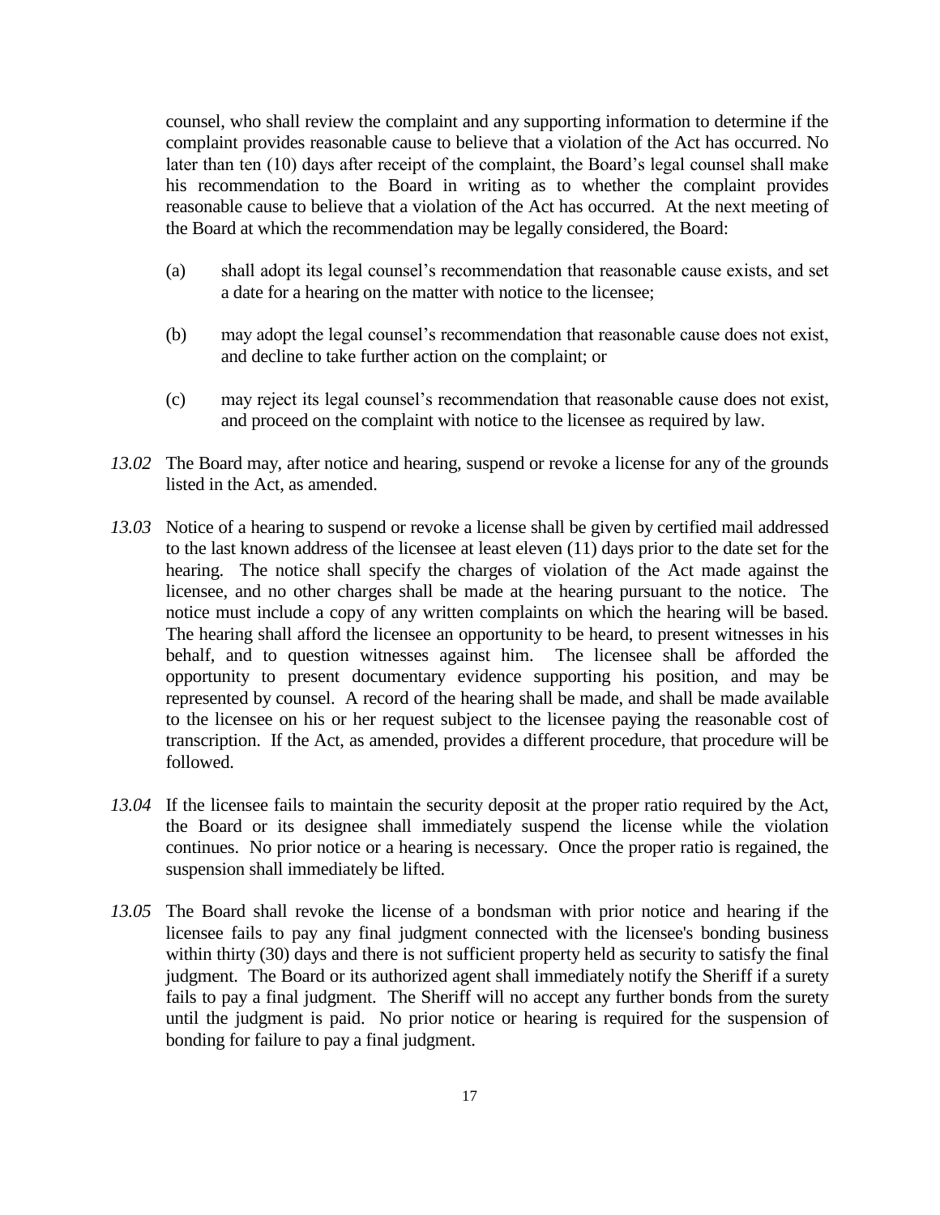counsel, who shall review the complaint and any supporting information to determine if the complaint provides reasonable cause to believe that a violation of the Act has occurred. No later than ten (10) days after receipt of the complaint, the Board's legal counsel shall make his recommendation to the Board in writing as to whether the complaint provides reasonable cause to believe that a violation of the Act has occurred. At the next meeting of the Board at which the recommendation may be legally considered, the Board:

(a) shall adopt its legal counsel's recommendation that reasonable cause exists, and set a date for a hearing on the matter with notice to the licensee;

(b) may adopt the legal counsel's recommendation that reasonable cause does not exist, and decline to take further action on the complaint; or

(c) may reject its legal counsel's recommendation that reasonable cause does not exist, and proceed on the complaint with notice to the licensee as required by law.

*13.02* The Board may, after notice and hearing, suspend or revoke a license for any of the grounds listed in the Act, as amended.

*13.03* Notice of a hearing to suspend or revoke a license shall be given by certified mail addressed to the last known address of the licensee at least eleven (11) days prior to the date set for the hearing. The notice shall specify the charges of violation of the Act made against the licensee, and no other charges shall be made at the hearing pursuant to the notice. The notice must include a copy of any written complaints on which the hearing will be based. The hearing shall afford the licensee an opportunity to be heard, to present witnesses in his behalf, and to question witnesses against him. The licensee shall be afforded the opportunity to present documentary evidence supporting his position, and may be represented by counsel. A record of the hearing shall be made, and shall be made available to the licensee on his or her request subject to the licensee paying the reasonable cost of transcription. If the Act, as amended, provides a different procedure, that procedure will be followed.

*13.04* If the licensee fails to maintain the security deposit at the proper ratio required by the Act, the Board or its designee shall immediately suspend the license while the violation continues. No prior notice or a hearing is necessary. Once the proper ratio is regained, the suspension shall immediately be lifted.

*13.05* The Board shall revoke the license of a bondsman with prior notice and hearing if the licensee fails to pay any final judgment connected with the licensee's bonding business within thirty (30) days and there is not sufficient property held as security to satisfy the final judgment. The Board or its authorized agent shall immediately notify the Sheriff if a surety fails to pay a final judgment. The Sheriff will no accept any further bonds from the surety until the judgment is paid. No prior notice or hearing is required for the suspension of bonding for failure to pay a final judgment.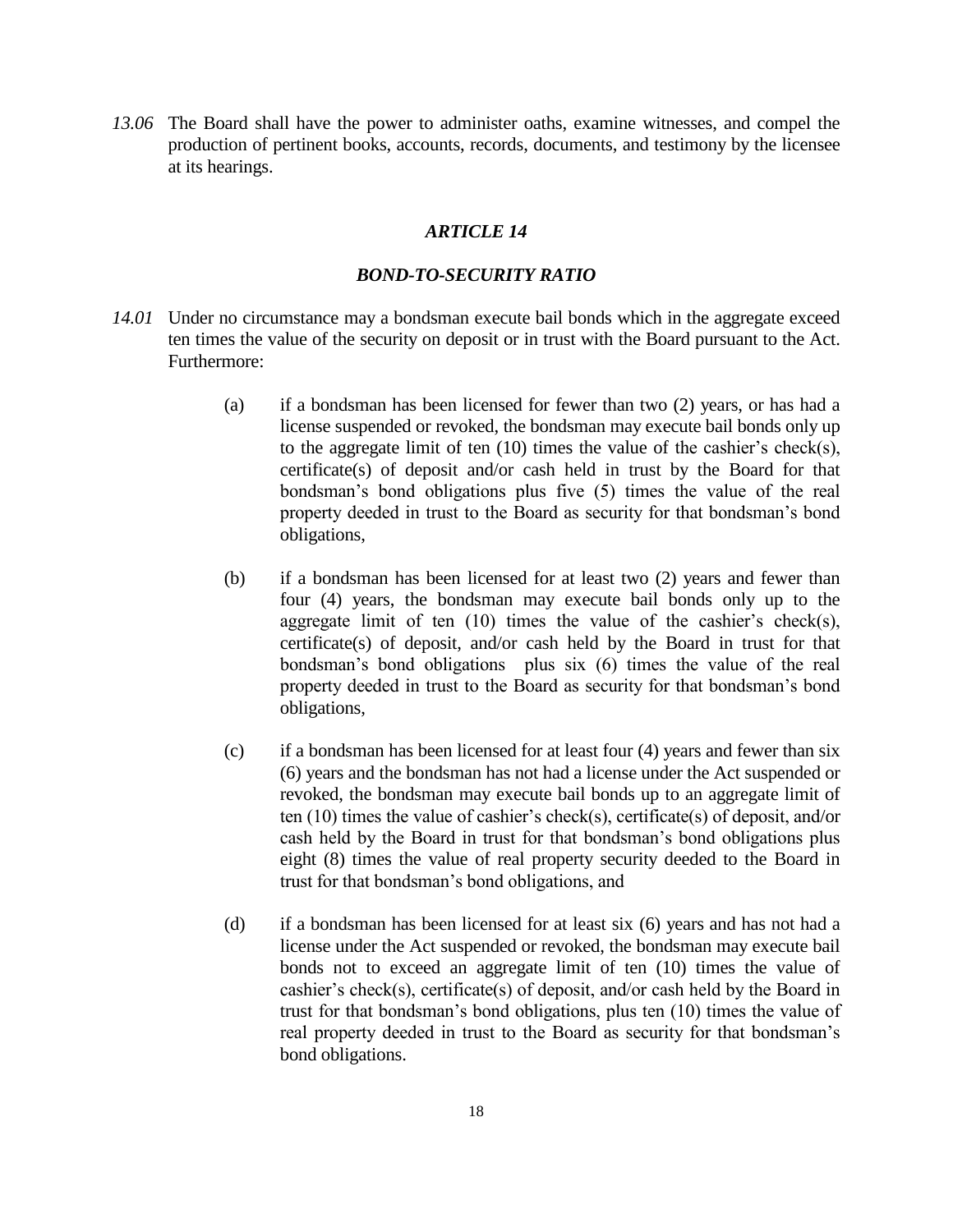*13.06* The Board shall have the power to administer oaths, examine witnesses, and compel the production of pertinent books, accounts, records, documents, and testimony by the licensee at its hearings.

## *ARTICLE 14*

## *BOND-TO-SECURITY RATIO*

*14.01* Under no circumstance may a bondsman execute bail bonds which in the aggregate exceed ten times the value of the security on deposit or in trust with the Board pursuant to the Act. Furthermore:

(a) if a bondsman has been licensed for fewer than two (2) years, or has had a license suspended or revoked, the bondsman may execute bail bonds only up to the aggregate limit of ten (10) times the value of the cashier's check(s), certificate(s) of deposit and/or cash held in trust by the Board for that bondsman's bond obligations plus five (5) times the value of the real property deeded in trust to the Board as security for that bondsman's bond obligations,

(b) if a bondsman has been licensed for at least two (2) years and fewer than four (4) years, the bondsman may execute bail bonds only up to the aggregate limit of ten (10) times the value of the cashier's check(s), certificate(s) of deposit, and/or cash held by the Board in trust for that bondsman's bond obligations plus six (6) times the value of the real property deeded in trust to the Board as security for that bondsman's bond obligations,

(c) if a bondsman has been licensed for at least four (4) years and fewer than six (6) years and the bondsman has not had a license under the Act suspended or revoked, the bondsman may execute bail bonds up to an aggregate limit of ten (10) times the value of cashier's check(s), certificate(s) of deposit, and/or cash held by the Board in trust for that bondsman's bond obligations plus eight (8) times the value of real property security deeded to the Board in trust for that bondsman's bond obligations, and

(d) if a bondsman has been licensed for at least six (6) years and has not had a license under the Act suspended or revoked, the bondsman may execute bail bonds not to exceed an aggregate limit of ten (10) times the value of cashier's check(s), certificate(s) of deposit, and/or cash held by the Board in trust for that bondsman's bond obligations, plus ten (10) times the value of real property deeded in trust to the Board as security for that bondsman's bond obligations.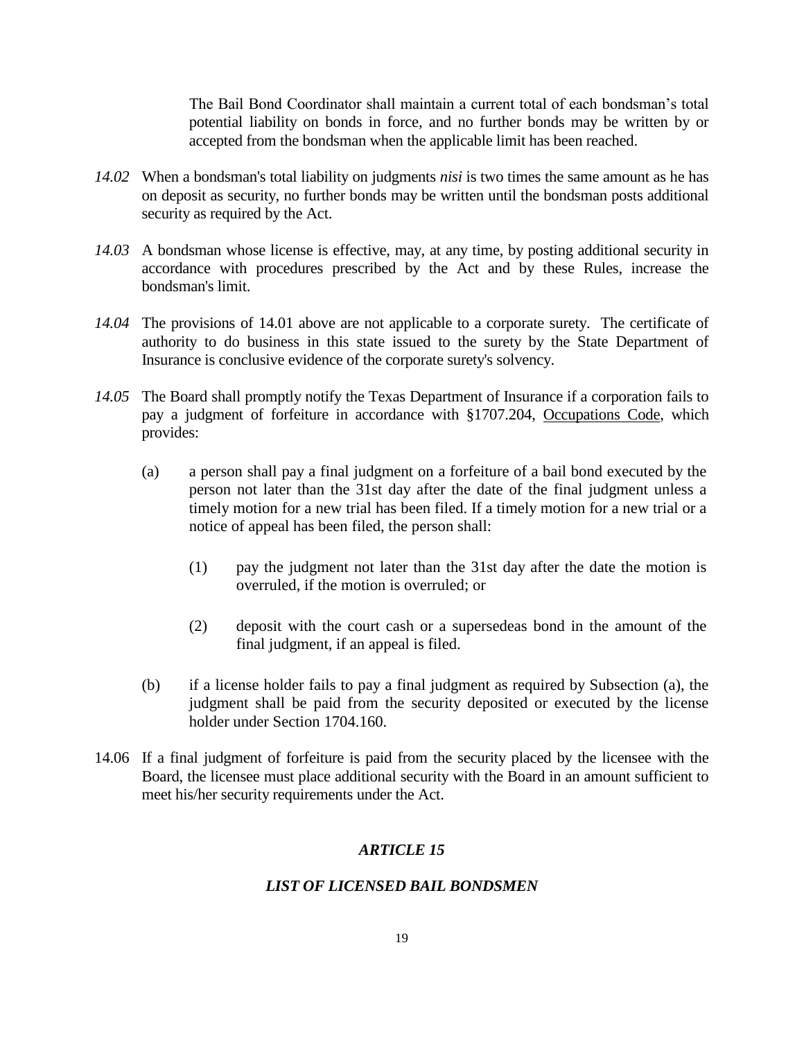The Bail Bond Coordinator shall maintain a current total of each bondsman's total potential liability on bonds in force, and no further bonds may be written by or accepted from the bondsman when the applicable limit has been reached.

*14.02* When a bondsman's total liability on judgments *nisi* is two times the same amount as he has on deposit as security, no further bonds may be written until the bondsman posts additional security as required by the Act.

*14.03* A bondsman whose license is effective, may, at any time, by posting additional security in accordance with procedures prescribed by the Act and by these Rules, increase the bondsman's limit.

*14.04* The provisions of 14.01 above are not applicable to a corporate surety. The certificate of authority to do business in this state issued to the surety by the State Department of Insurance is conclusive evidence of the corporate surety's solvency.

*14.05* The Board shall promptly notify the Texas Department of Insurance if a corporation fails to pay a judgment of forfeiture in accordance with §1707.204, Occupations Code, which provides:

(a) a person shall pay a final judgment on a forfeiture of a bail bond executed by the person not later than the 31st day after the date of the final judgment unless a timely motion for a new trial has been filed. If a timely motion for a new trial or a notice of appeal has been filed, the person shall:

(1) pay the judgment not later than the 31st day after the date the motion is overruled, if the motion is overruled; or

(2) deposit with the court cash or a supersedeas bond in the amount of the final judgment, if an appeal is filed.

(b) if a license holder fails to pay a final judgment as required by Subsection (a), the judgment shall be paid from the security deposited or executed by the license holder under Section 1704.160.

14.06 If a final judgment of forfeiture is paid from the security placed by the licensee with the Board, the licensee must place additional security with the Board in an amount sufficient to meet his/her security requirements under the Act.

## *ARTICLE 15*

## *LIST OF LICENSED BAIL BONDSMEN*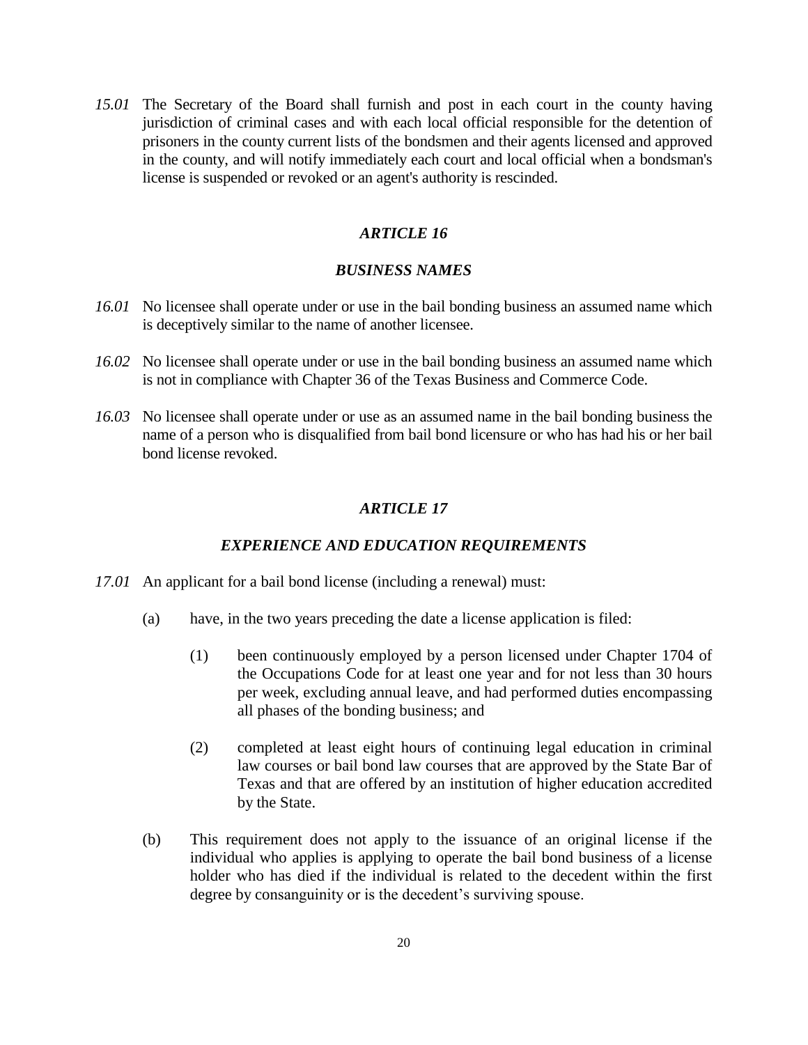*15.01* The Secretary of the Board shall furnish and post in each court in the county having jurisdiction of criminal cases and with each local official responsible for the detention of prisoners in the county current lists of the bondsmen and their agents licensed and approved in the county, and will notify immediately each court and local official when a bondsman's license is suspended or revoked or an agent's authority is rescinded.

## *ARTICLE 16*

## *BUSINESS NAMES*

*16.01* No licensee shall operate under or use in the bail bonding business an assumed name which is deceptively similar to the name of another licensee.

*16.02* No licensee shall operate under or use in the bail bonding business an assumed name which is not in compliance with Chapter 36 of the Texas Business and Commerce Code.

*16.03* No licensee shall operate under or use as an assumed name in the bail bonding business the name of a person who is disqualified from bail bond licensure or who has had his or her bail bond license revoked.

## *ARTICLE 17*

## *EXPERIENCE AND EDUCATION REQUIREMENTS*

*17.01* An applicant for a bail bond license (including a renewal) must:

(a) have, in the two years preceding the date a license application is filed:

(1) been continuously employed by a person licensed under Chapter 1704 of the Occupations Code for at least one year and for not less than 30 hours per week, excluding annual leave, and had performed duties encompassing all phases of the bonding business; and

(2) completed at least eight hours of continuing legal education in criminal law courses or bail bond law courses that are approved by the State Bar of Texas and that are offered by an institution of higher education accredited by the State.

(b) This requirement does not apply to the issuance of an original license if the individual who applies is applying to operate the bail bond business of a license holder who has died if the individual is related to the decedent within the first degree by consanguinity or is the decedent's surviving spouse.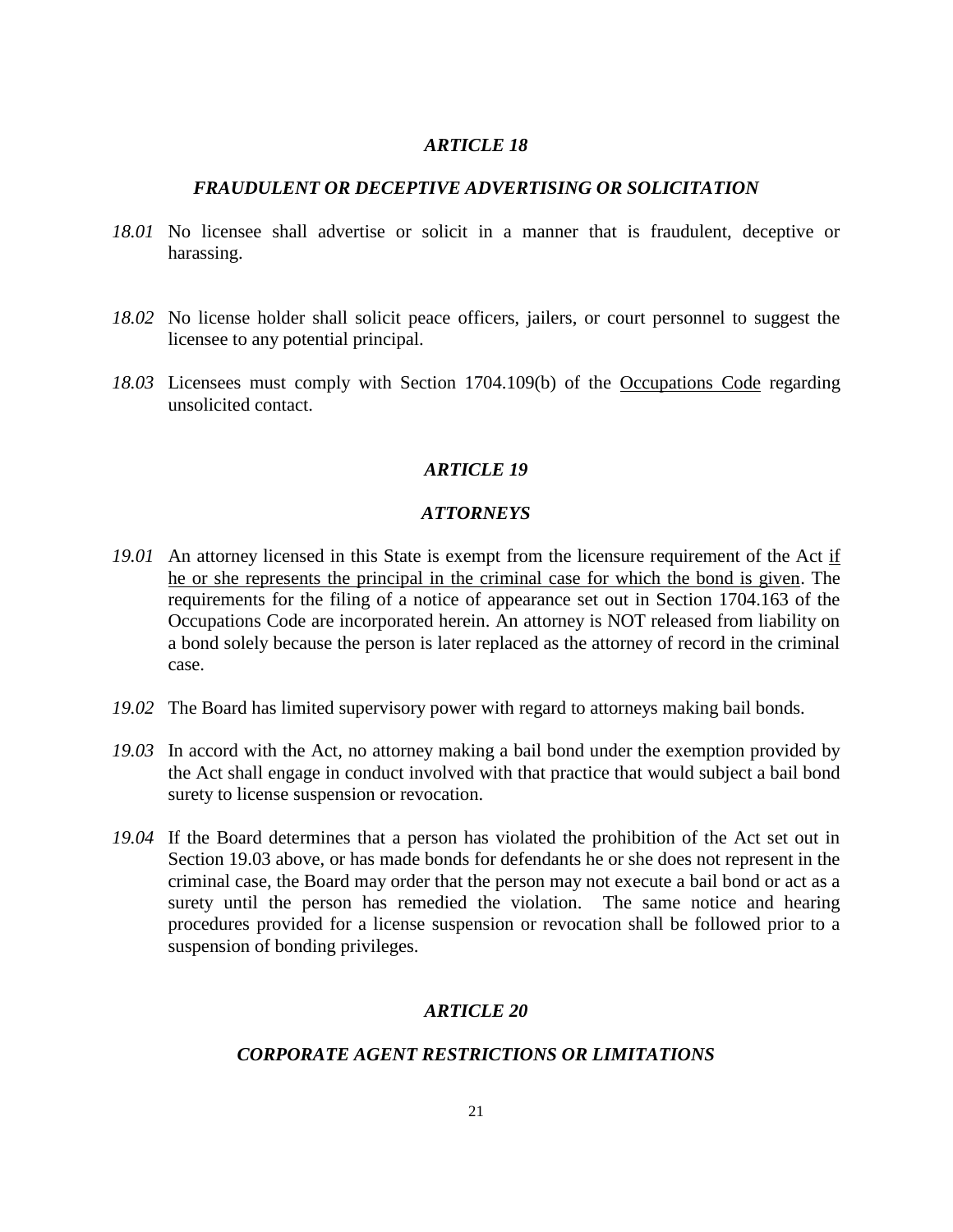## *ARTICLE 18*

### *FRAUDULENT OR DECEPTIVE ADVERTISING OR SOLICITATION*

*18.01* No licensee shall advertise or solicit in a manner that is fraudulent, deceptive or harassing.

*18.02* No license holder shall solicit peace officers, jailers, or court personnel to suggest the licensee to any potential principal.

*18.03* Licensees must comply with Section 1704.109(b) of the <u>Occupations Code</u> regarding unsolicited contact.

## *ARTICLE 19*

### *ATTORNEYS*

*19.01* An attorney licensed in this State is exempt from the licensure requirement of the Act <u>if he or she represents the principal in the criminal case for which the bond is given</u>. The requirements for the filing of a notice of appearance set out in Section 1704.163 of the Occupations Code are incorporated herein. An attorney is NOT released from liability on a bond solely because the person is later replaced as the attorney of record in the criminal case.

*19.02* The Board has limited supervisory power with regard to attorneys making bail bonds.

*19.03* In accord with the Act, no attorney making a bail bond under the exemption provided by the Act shall engage in conduct involved with that practice that would subject a bail bond surety to license suspension or revocation.

*19.04* If the Board determines that a person has violated the prohibition of the Act set out in Section 19.03 above, or has made bonds for defendants he or she does not represent in the criminal case, the Board may order that the person may not execute a bail bond or act as a surety until the person has remedied the violation. The same notice and hearing procedures provided for a license suspension or revocation shall be followed prior to a suspension of bonding privileges.

## *ARTICLE 20*

### *CORPORATE AGENT RESTRICTIONS OR LIMITATIONS*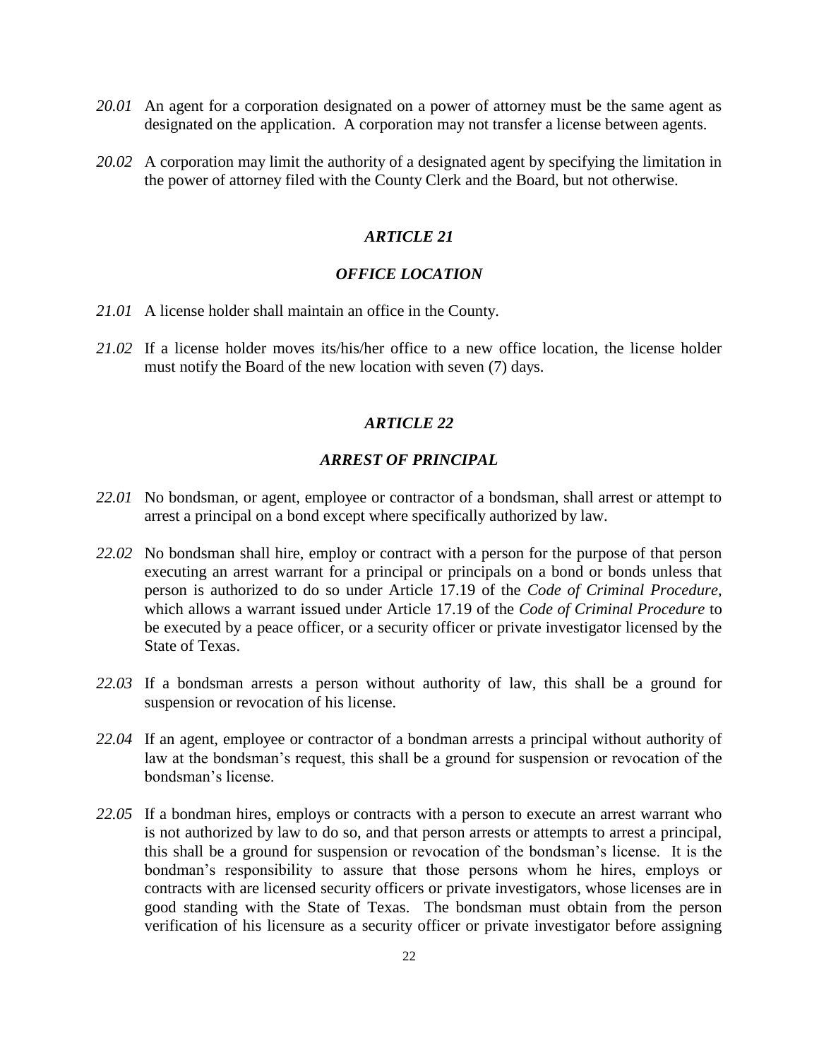*20.01* An agent for a corporation designated on a power of attorney must be the same agent as designated on the application. A corporation may not transfer a license between agents.

*20.02* A corporation may limit the authority of a designated agent by specifying the limitation in the power of attorney filed with the County Clerk and the Board, but not otherwise.

## *ARTICLE 21*

## *OFFICE LOCATION*

*21.01* A license holder shall maintain an office in the County.

*21.02* If a license holder moves its/his/her office to a new office location, the license holder must notify the Board of the new location with seven (7) days.

## *ARTICLE 22*

## *ARREST OF PRINCIPAL*

*22.01* No bondsman, or agent, employee or contractor of a bondsman, shall arrest or attempt to arrest a principal on a bond except where specifically authorized by law.

*22.02* No bondsman shall hire, employ or contract with a person for the purpose of that person executing an arrest warrant for a principal or principals on a bond or bonds unless that person is authorized to do so under Article 17.19 of the *Code of Criminal Procedure*, which allows a warrant issued under Article 17.19 of the *Code of Criminal Procedure* to be executed by a peace officer, or a security officer or private investigator licensed by the State of Texas.

*22.03* If a bondsman arrests a person without authority of law, this shall be a ground for suspension or revocation of his license.

*22.04* If an agent, employee or contractor of a bondman arrests a principal without authority of law at the bondsman's request, this shall be a ground for suspension or revocation of the bondsman's license.

*22.05* If a bondman hires, employs or contracts with a person to execute an arrest warrant who is not authorized by law to do so, and that person arrests or attempts to arrest a principal, this shall be a ground for suspension or revocation of the bondsman's license. It is the bondman's responsibility to assure that those persons whom he hires, employs or contracts with are licensed security officers or private investigators, whose licenses are in good standing with the State of Texas. The bondsman must obtain from the person verification of his licensure as a security officer or private investigator before assigning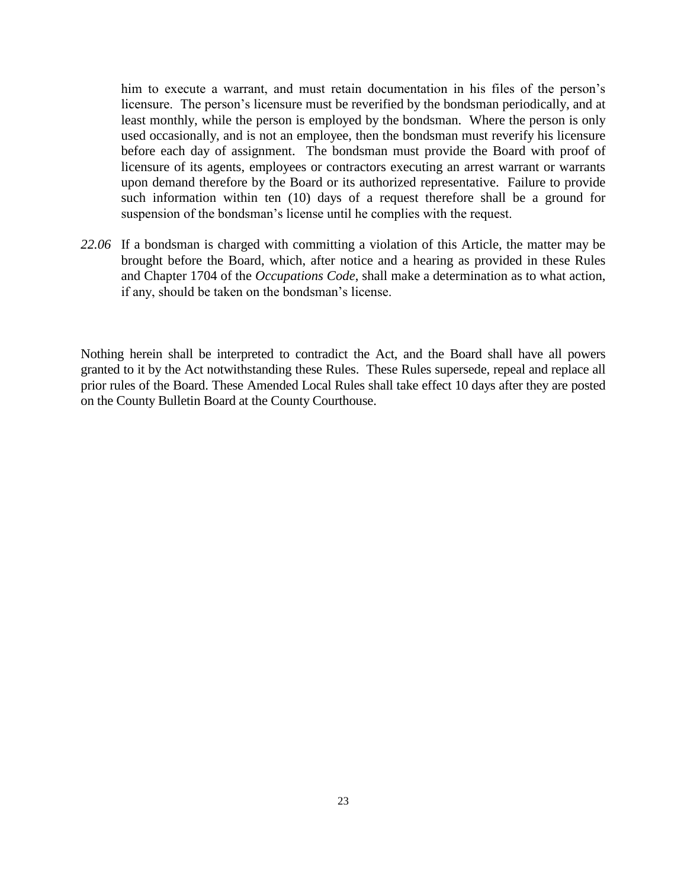him to execute a warrant, and must retain documentation in his files of the person's licensure. The person's licensure must be reverified by the bondsman periodically, and at least monthly, while the person is employed by the bondsman. Where the person is only used occasionally, and is not an employee, then the bondsman must reverify his licensure before each day of assignment. The bondsman must provide the Board with proof of licensure of its agents, employees or contractors executing an arrest warrant or warrants upon demand therefore by the Board or its authorized representative. Failure to provide such information within ten (10) days of a request therefore shall be a ground for suspension of the bondsman's license until he complies with the request.

*22.06* If a bondsman is charged with committing a violation of this Article, the matter may be brought before the Board, which, after notice and a hearing as provided in these Rules and Chapter 1704 of the *Occupations Code*, shall make a determination as to what action, if any, should be taken on the bondsman's license.

Nothing herein shall be interpreted to contradict the Act, and the Board shall have all powers granted to it by the Act notwithstanding these Rules. These Rules supersede, repeal and replace all prior rules of the Board. These Amended Local Rules shall take effect 10 days after they are posted on the County Bulletin Board at the County Courthouse.